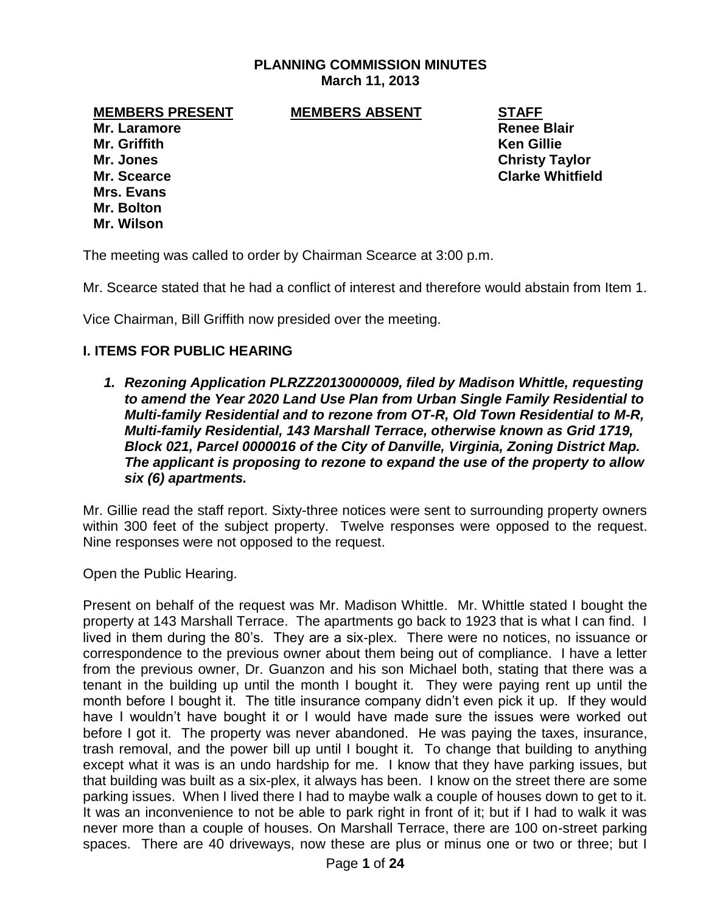# PLANNING COMMISSION MINUTES
**March 11, 2013**

| MEMBERS PRESENT | MEMBERS ABSENT | STAFF |
|---|---|---|
| Mr. Laramore | | Renee Blair |
| Mr. Griffith | | Ken Gillie |
| Mr. Jones | | Christy Taylor |
| Mr. Scearce | | Clarke Whitfield |
| Mrs. Evans | | |
| Mr. Bolton | | |
| Mr. Wilson | | |

The meeting was called to order by Chairman Scearce at 3:00 p.m.

Mr. Scearce stated that he had a conflict of interest and therefore would abstain from Item 1.

Vice Chairman, Bill Griffith now presided over the meeting.

## I. ITEMS FOR PUBLIC HEARING

1. ***Rezoning Application PLRZZ20130000009, filed by Madison Whittle, requesting to amend the Year 2020 Land Use Plan from Urban Single Family Residential to Multi-family Residential and to rezone from OT-R, Old Town Residential to M-R, Multi-family Residential, 143 Marshall Terrace, otherwise known as Grid 1719, Block 021, Parcel 0000016 of the City of Danville, Virginia, Zoning District Map. The applicant is proposing to rezone to expand the use of the property to allow six (6) apartments.***

Mr. Gillie read the staff report. Sixty-three notices were sent to surrounding property owners within 300 feet of the subject property. Twelve responses were opposed to the request. Nine responses were not opposed to the request.

Open the Public Hearing.

Present on behalf of the request was Mr. Madison Whittle. Mr. Whittle stated I bought the property at 143 Marshall Terrace. The apartments go back to 1923 that is what I can find. I lived in them during the 80's. They are a six-plex. There were no notices, no issuance or correspondence to the previous owner about them being out of compliance. I have a letter from the previous owner, Dr. Guanzon and his son Michael both, stating that there was a tenant in the building up until the month I bought it. They were paying rent up until the month before I bought it. The title insurance company didn't even pick it up. If they would have I wouldn't have bought it or I would have made sure the issues were worked out before I got it. The property was never abandoned. He was paying the taxes, insurance, trash removal, and the power bill up until I bought it. To change that building to anything except what it was is an undo hardship for me. I know that they have parking issues, but that building was built as a six-plex, it always has been. I know on the street there are some parking issues. When I lived there I had to maybe walk a couple of houses down to get to it. It was an inconvenience to not be able to park right in front of it; but if I had to walk it was never more than a couple of houses. On Marshall Terrace, there are 100 on-street parking spaces. There are 40 driveways, now these are plus or minus one or two or three; but I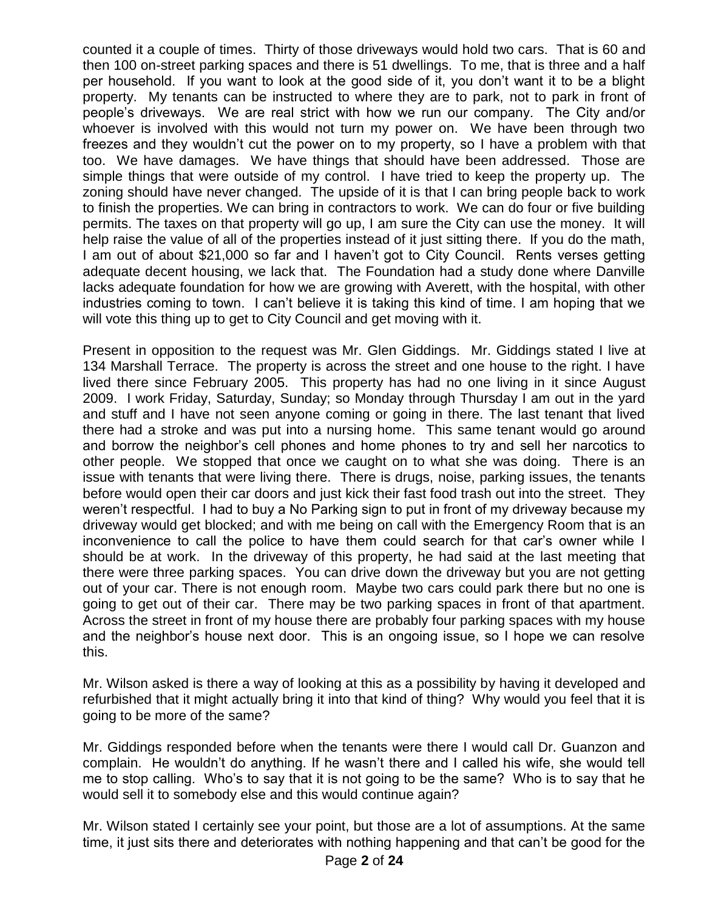counted it a couple of times. Thirty of those driveways would hold two cars. That is 60 and then 100 on-street parking spaces and there is 51 dwellings. To me, that is three and a half per household. If you want to look at the good side of it, you don't want it to be a blight property. My tenants can be instructed to where they are to park, not to park in front of people's driveways. We are real strict with how we run our company. The City and/or whoever is involved with this would not turn my power on. We have been through two freezes and they wouldn't cut the power on to my property, so I have a problem with that too. We have damages. We have things that should have been addressed. Those are simple things that were outside of my control. I have tried to keep the property up. The zoning should have never changed. The upside of it is that I can bring people back to work to finish the properties. We can bring in contractors to work. We can do four or five building permits. The taxes on that property will go up, I am sure the City can use the money. It will help raise the value of all of the properties instead of it just sitting there. If you do the math, I am out of about $21,000 so far and I haven't got to City Council. Rents verses getting adequate decent housing, we lack that. The Foundation had a study done where Danville lacks adequate foundation for how we are growing with Averett, with the hospital, with other industries coming to town. I can't believe it is taking this kind of time. I am hoping that we will vote this thing up to get to City Council and get moving with it.

Present in opposition to the request was Mr. Glen Giddings. Mr. Giddings stated I live at 134 Marshall Terrace. The property is across the street and one house to the right. I have lived there since February 2005. This property has had no one living in it since August 2009. I work Friday, Saturday, Sunday; so Monday through Thursday I am out in the yard and stuff and I have not seen anyone coming or going in there. The last tenant that lived there had a stroke and was put into a nursing home. This same tenant would go around and borrow the neighbor's cell phones and home phones to try and sell her narcotics to other people. We stopped that once we caught on to what she was doing. There is an issue with tenants that were living there. There is drugs, noise, parking issues, the tenants before would open their car doors and just kick their fast food trash out into the street. They weren't respectful. I had to buy a No Parking sign to put in front of my driveway because my driveway would get blocked; and with me being on call with the Emergency Room that is an inconvenience to call the police to have them could search for that car's owner while I should be at work. In the driveway of this property, he had said at the last meeting that there were three parking spaces. You can drive down the driveway but you are not getting out of your car. There is not enough room. Maybe two cars could park there but no one is going to get out of their car. There may be two parking spaces in front of that apartment. Across the street in front of my house there are probably four parking spaces with my house and the neighbor's house next door. This is an ongoing issue, so I hope we can resolve this.

Mr. Wilson asked is there a way of looking at this as a possibility by having it developed and refurbished that it might actually bring it into that kind of thing? Why would you feel that it is going to be more of the same?

Mr. Giddings responded before when the tenants were there I would call Dr. Guanzon and complain. He wouldn't do anything. If he wasn't there and I called his wife, she would tell me to stop calling. Who's to say that it is not going to be the same? Who is to say that he would sell it to somebody else and this would continue again?

Mr. Wilson stated I certainly see your point, but those are a lot of assumptions. At the same time, it just sits there and deteriorates with nothing happening and that can't be good for the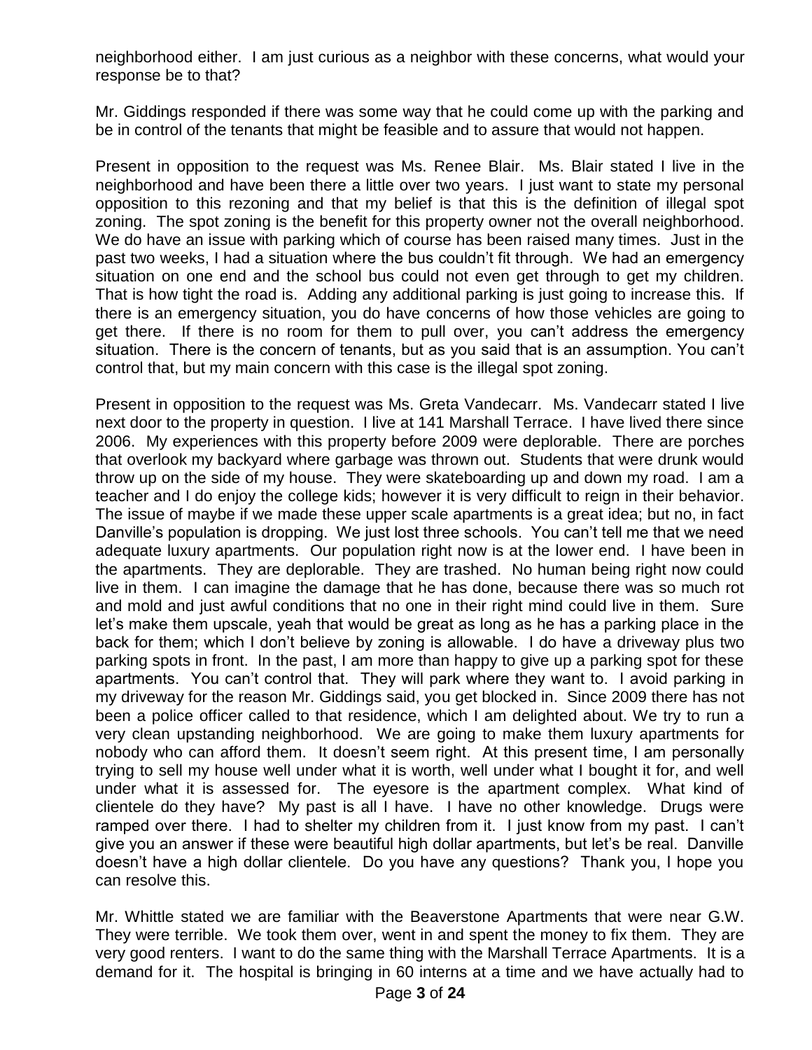neighborhood either. I am just curious as a neighbor with these concerns, what would your response be to that?

Mr. Giddings responded if there was some way that he could come up with the parking and be in control of the tenants that might be feasible and to assure that would not happen.

Present in opposition to the request was Ms. Renee Blair. Ms. Blair stated I live in the neighborhood and have been there a little over two years. I just want to state my personal opposition to this rezoning and that my belief is that this is the definition of illegal spot zoning. The spot zoning is the benefit for this property owner not the overall neighborhood. We do have an issue with parking which of course has been raised many times. Just in the past two weeks, I had a situation where the bus couldn't fit through. We had an emergency situation on one end and the school bus could not even get through to get my children. That is how tight the road is. Adding any additional parking is just going to increase this. If there is an emergency situation, you do have concerns of how those vehicles are going to get there. If there is no room for them to pull over, you can't address the emergency situation. There is the concern of tenants, but as you said that is an assumption. You can't control that, but my main concern with this case is the illegal spot zoning.

Present in opposition to the request was Ms. Greta Vandecarr. Ms. Vandecarr stated I live next door to the property in question. I live at 141 Marshall Terrace. I have lived there since 2006. My experiences with this property before 2009 were deplorable. There are porches that overlook my backyard where garbage was thrown out. Students that were drunk would throw up on the side of my house. They were skateboarding up and down my road. I am a teacher and I do enjoy the college kids; however it is very difficult to reign in their behavior. The issue of maybe if we made these upper scale apartments is a great idea; but no, in fact Danville's population is dropping. We just lost three schools. You can't tell me that we need adequate luxury apartments. Our population right now is at the lower end. I have been in the apartments. They are deplorable. They are trashed. No human being right now could live in them. I can imagine the damage that he has done, because there was so much rot and mold and just awful conditions that no one in their right mind could live in them. Sure let's make them upscale, yeah that would be great as long as he has a parking place in the back for them; which I don't believe by zoning is allowable. I do have a driveway plus two parking spots in front. In the past, I am more than happy to give up a parking spot for these apartments. You can't control that. They will park where they want to. I avoid parking in my driveway for the reason Mr. Giddings said, you get blocked in. Since 2009 there has not been a police officer called to that residence, which I am delighted about. We try to run a very clean upstanding neighborhood. We are going to make them luxury apartments for nobody who can afford them. It doesn't seem right. At this present time, I am personally trying to sell my house well under what it is worth, well under what I bought it for, and well under what it is assessed for. The eyesore is the apartment complex. What kind of clientele do they have? My past is all I have. I have no other knowledge. Drugs were ramped over there. I had to shelter my children from it. I just know from my past. I can't give you an answer if these were beautiful high dollar apartments, but let's be real. Danville doesn't have a high dollar clientele. Do you have any questions? Thank you, I hope you can resolve this.

Mr. Whittle stated we are familiar with the Beaverstone Apartments that were near G.W. They were terrible. We took them over, went in and spent the money to fix them. They are very good renters. I want to do the same thing with the Marshall Terrace Apartments. It is a demand for it. The hospital is bringing in 60 interns at a time and we have actually had to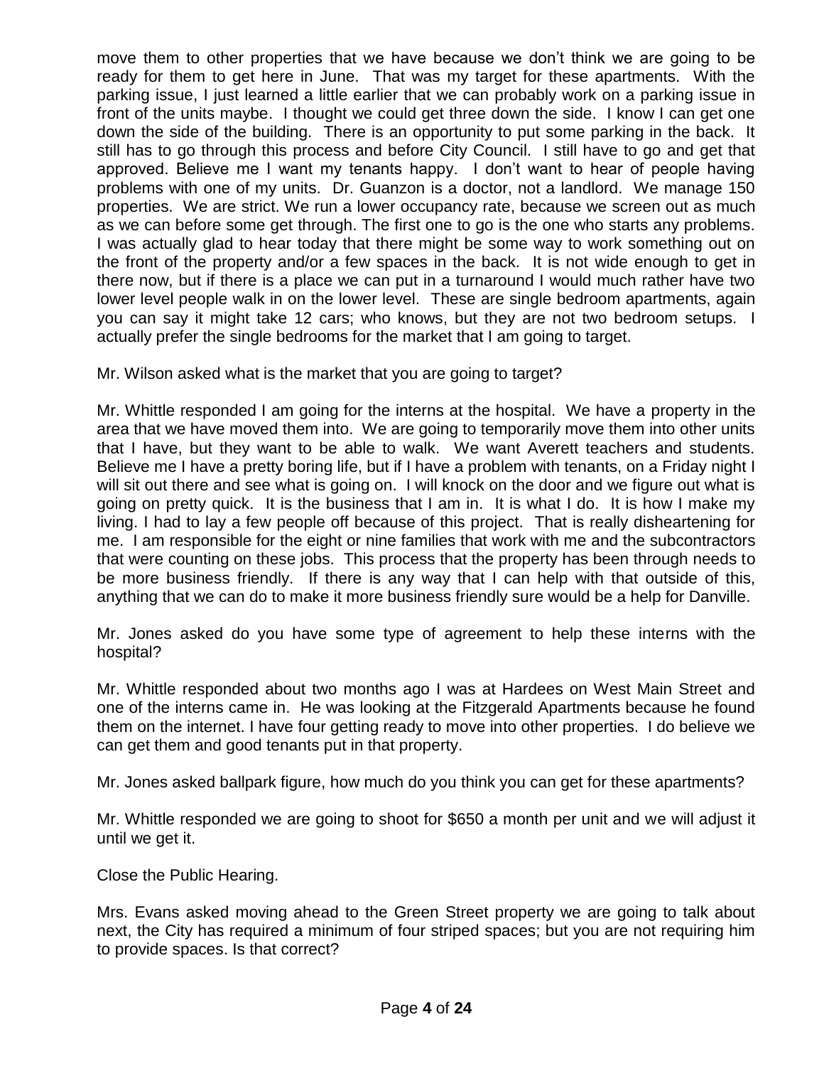move them to other properties that we have because we don't think we are going to be ready for them to get here in June. That was my target for these apartments. With the parking issue, I just learned a little earlier that we can probably work on a parking issue in front of the units maybe. I thought we could get three down the side. I know I can get one down the side of the building. There is an opportunity to put some parking in the back. It still has to go through this process and before City Council. I still have to go and get that approved. Believe me I want my tenants happy. I don't want to hear of people having problems with one of my units. Dr. Guanzon is a doctor, not a landlord. We manage 150 properties. We are strict. We run a lower occupancy rate, because we screen out as much as we can before some get through. The first one to go is the one who starts any problems. I was actually glad to hear today that there might be some way to work something out on the front of the property and/or a few spaces in the back. It is not wide enough to get in there now, but if there is a place we can put in a turnaround I would much rather have two lower level people walk in on the lower level. These are single bedroom apartments, again you can say it might take 12 cars; who knows, but they are not two bedroom setups. I actually prefer the single bedrooms for the market that I am going to target.

Mr. Wilson asked what is the market that you are going to target?

Mr. Whittle responded I am going for the interns at the hospital. We have a property in the area that we have moved them into. We are going to temporarily move them into other units that I have, but they want to be able to walk. We want Averett teachers and students. Believe me I have a pretty boring life, but if I have a problem with tenants, on a Friday night I will sit out there and see what is going on. I will knock on the door and we figure out what is going on pretty quick. It is the business that I am in. It is what I do. It is how I make my living. I had to lay a few people off because of this project. That is really disheartening for me. I am responsible for the eight or nine families that work with me and the subcontractors that were counting on these jobs. This process that the property has been through needs to be more business friendly. If there is any way that I can help with that outside of this, anything that we can do to make it more business friendly sure would be a help for Danville.

Mr. Jones asked do you have some type of agreement to help these interns with the hospital?

Mr. Whittle responded about two months ago I was at Hardees on West Main Street and one of the interns came in. He was looking at the Fitzgerald Apartments because he found them on the internet. I have four getting ready to move into other properties. I do believe we can get them and good tenants put in that property.

Mr. Jones asked ballpark figure, how much do you think you can get for these apartments?

Mr. Whittle responded we are going to shoot for $650 a month per unit and we will adjust it until we get it.

Close the Public Hearing.

Mrs. Evans asked moving ahead to the Green Street property we are going to talk about next, the City has required a minimum of four striped spaces; but you are not requiring him to provide spaces. Is that correct?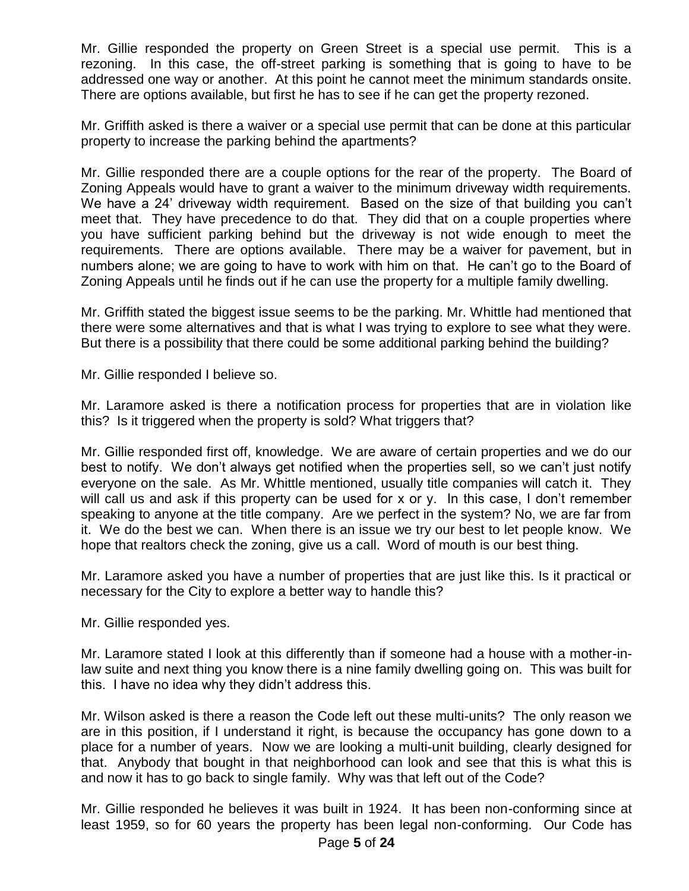Mr. Gillie responded the property on Green Street is a special use permit. This is a rezoning. In this case, the off-street parking is something that is going to have to be addressed one way or another. At this point he cannot meet the minimum standards onsite. There are options available, but first he has to see if he can get the property rezoned.

Mr. Griffith asked is there a waiver or a special use permit that can be done at this particular property to increase the parking behind the apartments?

Mr. Gillie responded there are a couple options for the rear of the property. The Board of Zoning Appeals would have to grant a waiver to the minimum driveway width requirements. We have a 24' driveway width requirement. Based on the size of that building you can't meet that. They have precedence to do that. They did that on a couple properties where you have sufficient parking behind but the driveway is not wide enough to meet the requirements. There are options available. There may be a waiver for pavement, but in numbers alone; we are going to have to work with him on that. He can't go to the Board of Zoning Appeals until he finds out if he can use the property for a multiple family dwelling.

Mr. Griffith stated the biggest issue seems to be the parking. Mr. Whittle had mentioned that there were some alternatives and that is what I was trying to explore to see what they were. But there is a possibility that there could be some additional parking behind the building?

Mr. Gillie responded I believe so.

Mr. Laramore asked is there a notification process for properties that are in violation like this? Is it triggered when the property is sold? What triggers that?

Mr. Gillie responded first off, knowledge. We are aware of certain properties and we do our best to notify. We don't always get notified when the properties sell, so we can't just notify everyone on the sale. As Mr. Whittle mentioned, usually title companies will catch it. They will call us and ask if this property can be used for x or y. In this case, I don't remember speaking to anyone at the title company. Are we perfect in the system? No, we are far from it. We do the best we can. When there is an issue we try our best to let people know. We hope that realtors check the zoning, give us a call. Word of mouth is our best thing.

Mr. Laramore asked you have a number of properties that are just like this. Is it practical or necessary for the City to explore a better way to handle this?

Mr. Gillie responded yes.

Mr. Laramore stated I look at this differently than if someone had a house with a mother-in-law suite and next thing you know there is a nine family dwelling going on. This was built for this. I have no idea why they didn't address this.

Mr. Wilson asked is there a reason the Code left out these multi-units? The only reason we are in this position, if I understand it right, is because the occupancy has gone down to a place for a number of years. Now we are looking a multi-unit building, clearly designed for that. Anybody that bought in that neighborhood can look and see that this is what this is and now it has to go back to single family. Why was that left out of the Code?

Mr. Gillie responded he believes it was built in 1924. It has been non-conforming since at least 1959, so for 60 years the property has been legal non-conforming. Our Code has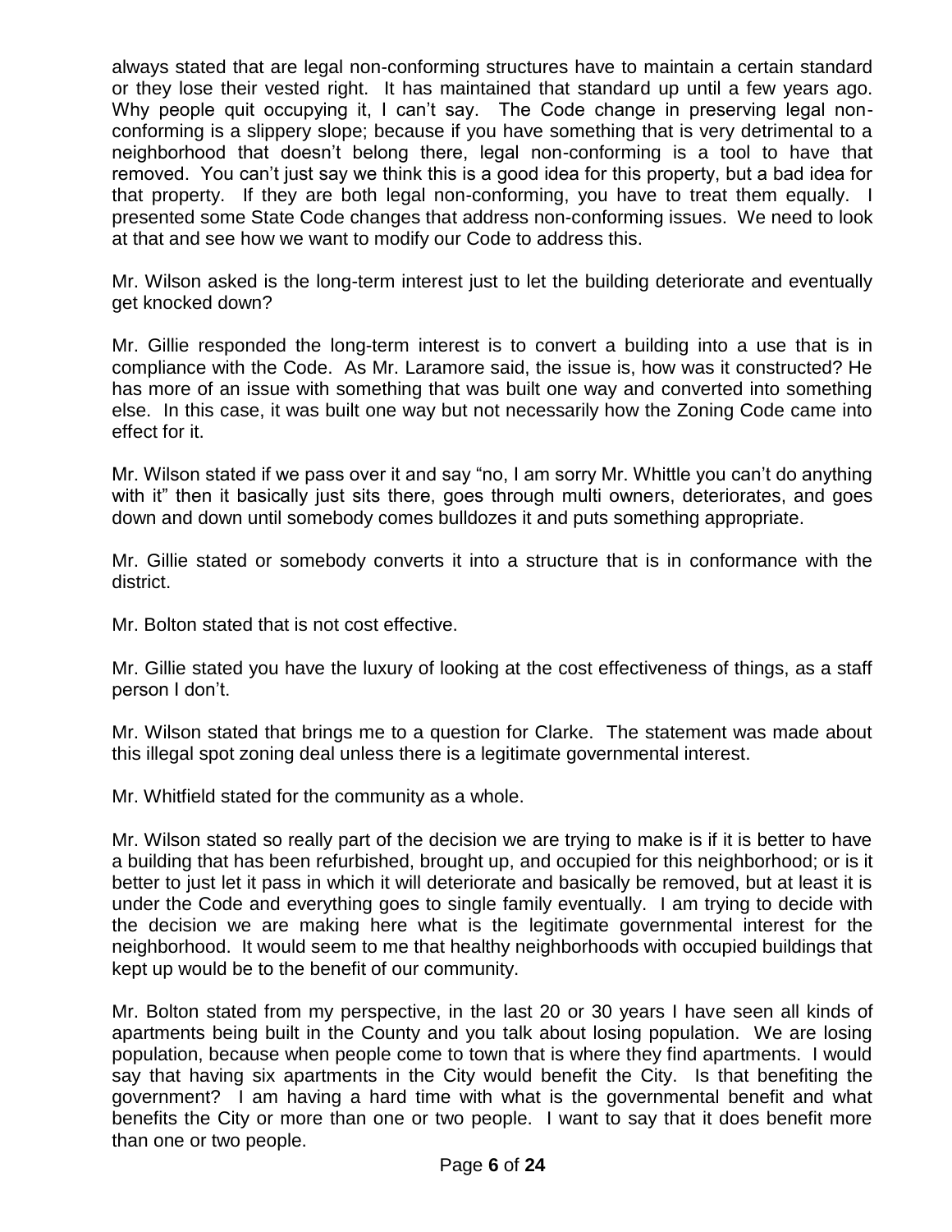always stated that are legal non-conforming structures have to maintain a certain standard or they lose their vested right. It has maintained that standard up until a few years ago. Why people quit occupying it, I can't say. The Code change in preserving legal non-conforming is a slippery slope; because if you have something that is very detrimental to a neighborhood that doesn't belong there, legal non-conforming is a tool to have that removed. You can't just say we think this is a good idea for this property, but a bad idea for that property. If they are both legal non-conforming, you have to treat them equally. I presented some State Code changes that address non-conforming issues. We need to look at that and see how we want to modify our Code to address this.

Mr. Wilson asked is the long-term interest just to let the building deteriorate and eventually get knocked down?

Mr. Gillie responded the long-term interest is to convert a building into a use that is in compliance with the Code. As Mr. Laramore said, the issue is, how was it constructed? He has more of an issue with something that was built one way and converted into something else. In this case, it was built one way but not necessarily how the Zoning Code came into effect for it.

Mr. Wilson stated if we pass over it and say "no, I am sorry Mr. Whittle you can't do anything with it" then it basically just sits there, goes through multi owners, deteriorates, and goes down and down until somebody comes bulldozes it and puts something appropriate.

Mr. Gillie stated or somebody converts it into a structure that is in conformance with the district.

Mr. Bolton stated that is not cost effective.

Mr. Gillie stated you have the luxury of looking at the cost effectiveness of things, as a staff person I don't.

Mr. Wilson stated that brings me to a question for Clarke. The statement was made about this illegal spot zoning deal unless there is a legitimate governmental interest.

Mr. Whitfield stated for the community as a whole.

Mr. Wilson stated so really part of the decision we are trying to make is if it is better to have a building that has been refurbished, brought up, and occupied for this neighborhood; or is it better to just let it pass in which it will deteriorate and basically be removed, but at least it is under the Code and everything goes to single family eventually. I am trying to decide with the decision we are making here what is the legitimate governmental interest for the neighborhood. It would seem to me that healthy neighborhoods with occupied buildings that kept up would be to the benefit of our community.

Mr. Bolton stated from my perspective, in the last 20 or 30 years I have seen all kinds of apartments being built in the County and you talk about losing population. We are losing population, because when people come to town that is where they find apartments. I would say that having six apartments in the City would benefit the City. Is that benefiting the government? I am having a hard time with what is the governmental benefit and what benefits the City or more than one or two people. I want to say that it does benefit more than one or two people.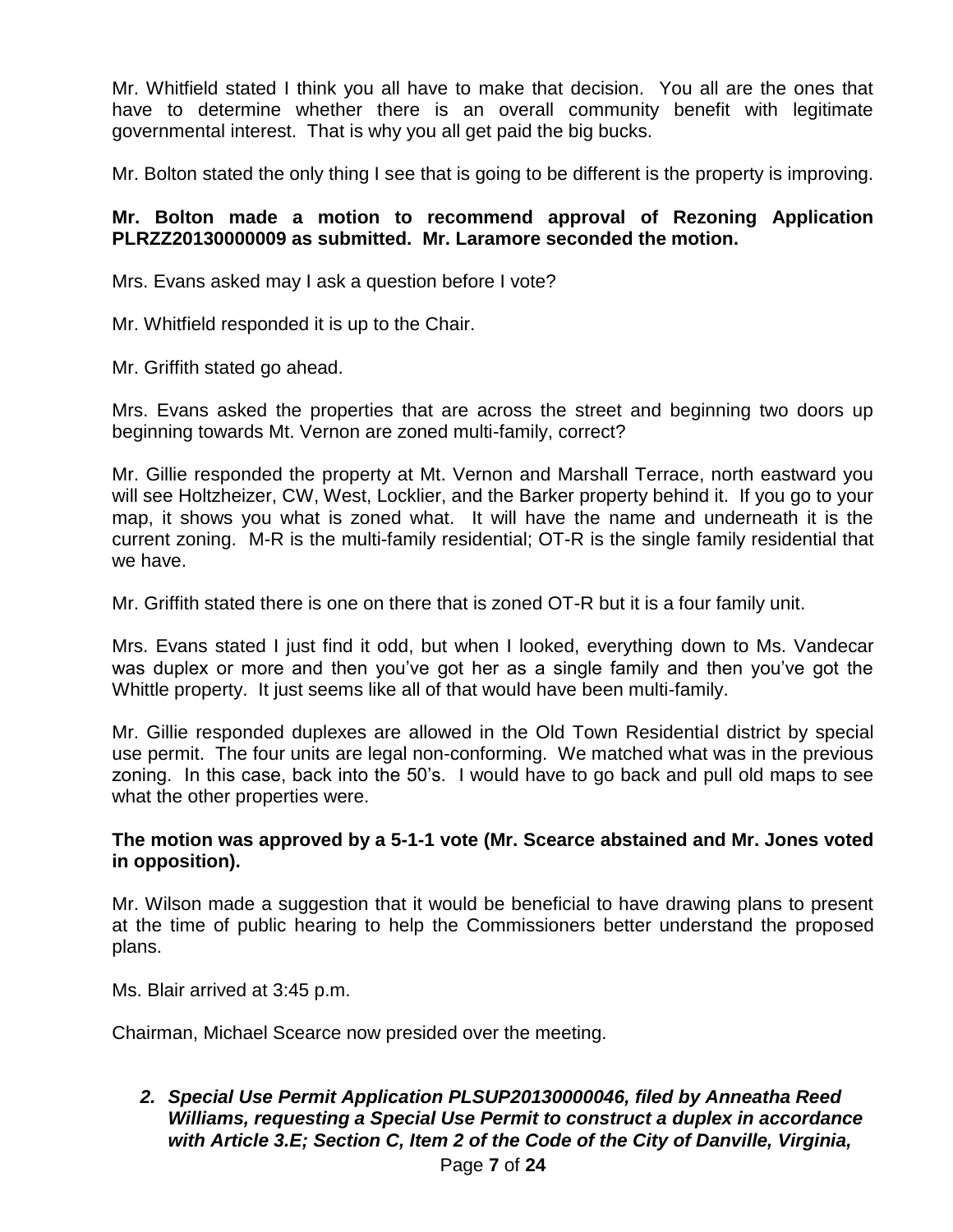Mr. Whitfield stated I think you all have to make that decision. You all are the ones that have to determine whether there is an overall community benefit with legitimate governmental interest. That is why you all get paid the big bucks.

Mr. Bolton stated the only thing I see that is going to be different is the property is improving.

**Mr. Bolton made a motion to recommend approval of Rezoning Application PLRZZ20130000009 as submitted. Mr. Laramore seconded the motion.**

Mrs. Evans asked may I ask a question before I vote?

Mr. Whitfield responded it is up to the Chair.

Mr. Griffith stated go ahead.

Mrs. Evans asked the properties that are across the street and beginning two doors up beginning towards Mt. Vernon are zoned multi-family, correct?

Mr. Gillie responded the property at Mt. Vernon and Marshall Terrace, north eastward you will see Holtzheizer, CW, West, Locklier, and the Barker property behind it. If you go to your map, it shows you what is zoned what. It will have the name and underneath it is the current zoning. M-R is the multi-family residential; OT-R is the single family residential that we have.

Mr. Griffith stated there is one on there that is zoned OT-R but it is a four family unit.

Mrs. Evans stated I just find it odd, but when I looked, everything down to Ms. Vandecar was duplex or more and then you've got her as a single family and then you've got the Whittle property. It just seems like all of that would have been multi-family.

Mr. Gillie responded duplexes are allowed in the Old Town Residential district by special use permit. The four units are legal non-conforming. We matched what was in the previous zoning. In this case, back into the 50's. I would have to go back and pull old maps to see what the other properties were.

**The motion was approved by a 5-1-1 vote (Mr. Scearce abstained and Mr. Jones voted in opposition).**

Mr. Wilson made a suggestion that it would be beneficial to have drawing plans to present at the time of public hearing to help the Commissioners better understand the proposed plans.

Ms. Blair arrived at 3:45 p.m.

Chairman, Michael Scearce now presided over the meeting.

2. ***Special Use Permit Application PLSUP20130000046, filed by Anneatha Reed Williams, requesting a Special Use Permit to construct a duplex in accordance with Article 3.E; Section C, Item 2 of the Code of the City of Danville, Virginia,***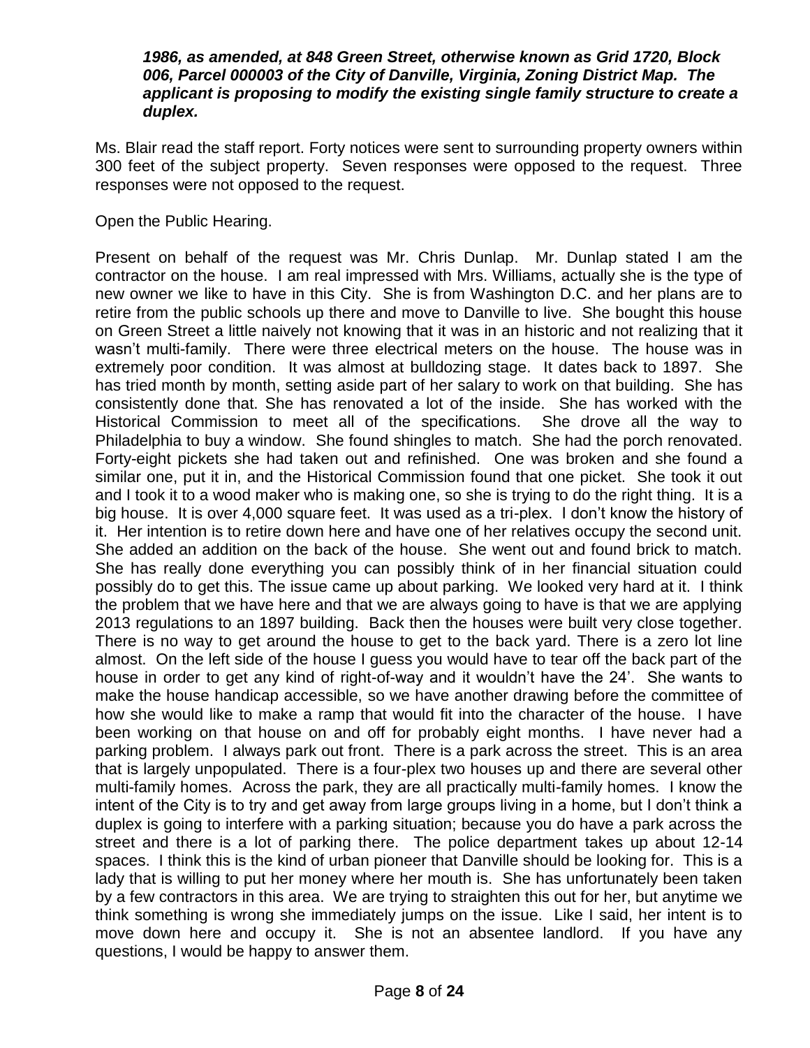***1986, as amended, at 848 Green Street, otherwise known as Grid 1720, Block 006, Parcel 000003 of the City of Danville, Virginia, Zoning District Map. The applicant is proposing to modify the existing single family structure to create a duplex.***

Ms. Blair read the staff report. Forty notices were sent to surrounding property owners within 300 feet of the subject property. Seven responses were opposed to the request. Three responses were not opposed to the request.

Open the Public Hearing.

Present on behalf of the request was Mr. Chris Dunlap. Mr. Dunlap stated I am the contractor on the house. I am real impressed with Mrs. Williams, actually she is the type of new owner we like to have in this City. She is from Washington D.C. and her plans are to retire from the public schools up there and move to Danville to live. She bought this house on Green Street a little naively not knowing that it was in an historic and not realizing that it wasn't multi-family. There were three electrical meters on the house. The house was in extremely poor condition. It was almost at bulldozing stage. It dates back to 1897. She has tried month by month, setting aside part of her salary to work on that building. She has consistently done that. She has renovated a lot of the inside. She has worked with the Historical Commission to meet all of the specifications. She drove all the way to Philadelphia to buy a window. She found shingles to match. She had the porch renovated. Forty-eight pickets she had taken out and refinished. One was broken and she found a similar one, put it in, and the Historical Commission found that one picket. She took it out and I took it to a wood maker who is making one, so she is trying to do the right thing. It is a big house. It is over 4,000 square feet. It was used as a tri-plex. I don't know the history of it. Her intention is to retire down here and have one of her relatives occupy the second unit. She added an addition on the back of the house. She went out and found brick to match. She has really done everything you can possibly think of in her financial situation could possibly do to get this. The issue came up about parking. We looked very hard at it. I think the problem that we have here and that we are always going to have is that we are applying 2013 regulations to an 1897 building. Back then the houses were built very close together. There is no way to get around the house to get to the back yard. There is a zero lot line almost. On the left side of the house I guess you would have to tear off the back part of the house in order to get any kind of right-of-way and it wouldn't have the 24'. She wants to make the house handicap accessible, so we have another drawing before the committee of how she would like to make a ramp that would fit into the character of the house. I have been working on that house on and off for probably eight months. I have never had a parking problem. I always park out front. There is a park across the street. This is an area that is largely unpopulated. There is a four-plex two houses up and there are several other multi-family homes. Across the park, they are all practically multi-family homes. I know the intent of the City is to try and get away from large groups living in a home, but I don't think a duplex is going to interfere with a parking situation; because you do have a park across the street and there is a lot of parking there. The police department takes up about 12-14 spaces. I think this is the kind of urban pioneer that Danville should be looking for. This is a lady that is willing to put her money where her mouth is. She has unfortunately been taken by a few contractors in this area. We are trying to straighten this out for her, but anytime we think something is wrong she immediately jumps on the issue. Like I said, her intent is to move down here and occupy it. She is not an absentee landlord. If you have any questions, I would be happy to answer them.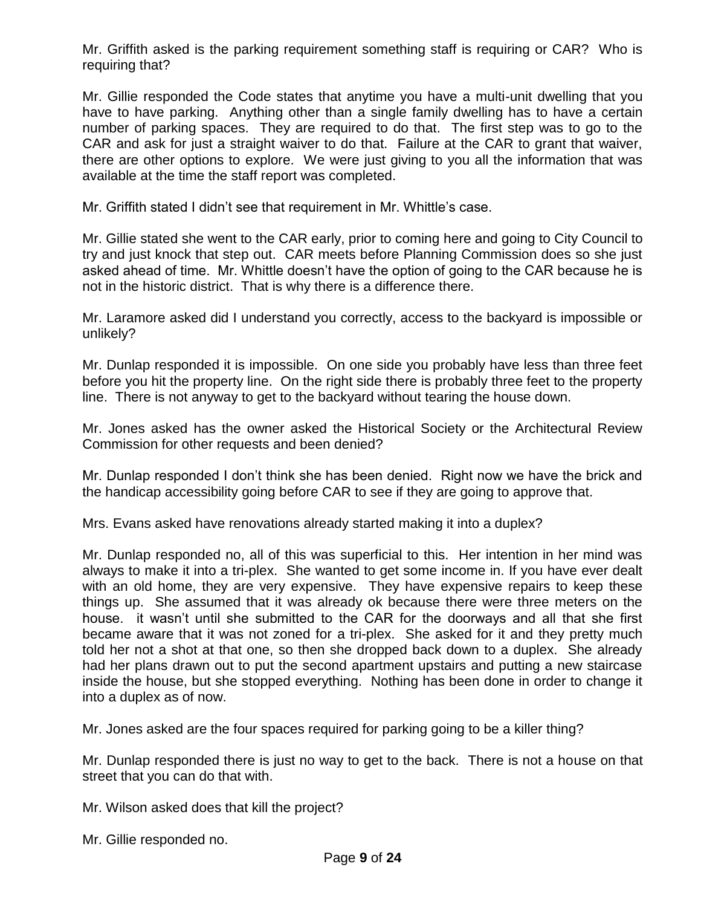Mr. Griffith asked is the parking requirement something staff is requiring or CAR? Who is requiring that?

Mr. Gillie responded the Code states that anytime you have a multi-unit dwelling that you have to have parking. Anything other than a single family dwelling has to have a certain number of parking spaces. They are required to do that. The first step was to go to the CAR and ask for just a straight waiver to do that. Failure at the CAR to grant that waiver, there are other options to explore. We were just giving to you all the information that was available at the time the staff report was completed.

Mr. Griffith stated I didn't see that requirement in Mr. Whittle's case.

Mr. Gillie stated she went to the CAR early, prior to coming here and going to City Council to try and just knock that step out. CAR meets before Planning Commission does so she just asked ahead of time. Mr. Whittle doesn't have the option of going to the CAR because he is not in the historic district. That is why there is a difference there.

Mr. Laramore asked did I understand you correctly, access to the backyard is impossible or unlikely?

Mr. Dunlap responded it is impossible. On one side you probably have less than three feet before you hit the property line. On the right side there is probably three feet to the property line. There is not anyway to get to the backyard without tearing the house down.

Mr. Jones asked has the owner asked the Historical Society or the Architectural Review Commission for other requests and been denied?

Mr. Dunlap responded I don't think she has been denied. Right now we have the brick and the handicap accessibility going before CAR to see if they are going to approve that.

Mrs. Evans asked have renovations already started making it into a duplex?

Mr. Dunlap responded no, all of this was superficial to this. Her intention in her mind was always to make it into a tri-plex. She wanted to get some income in. If you have ever dealt with an old home, they are very expensive. They have expensive repairs to keep these things up. She assumed that it was already ok because there were three meters on the house. it wasn't until she submitted to the CAR for the doorways and all that she first became aware that it was not zoned for a tri-plex. She asked for it and they pretty much told her not a shot at that one, so then she dropped back down to a duplex. She already had her plans drawn out to put the second apartment upstairs and putting a new staircase inside the house, but she stopped everything. Nothing has been done in order to change it into a duplex as of now.

Mr. Jones asked are the four spaces required for parking going to be a killer thing?

Mr. Dunlap responded there is just no way to get to the back. There is not a house on that street that you can do that with.

Mr. Wilson asked does that kill the project?

Mr. Gillie responded no.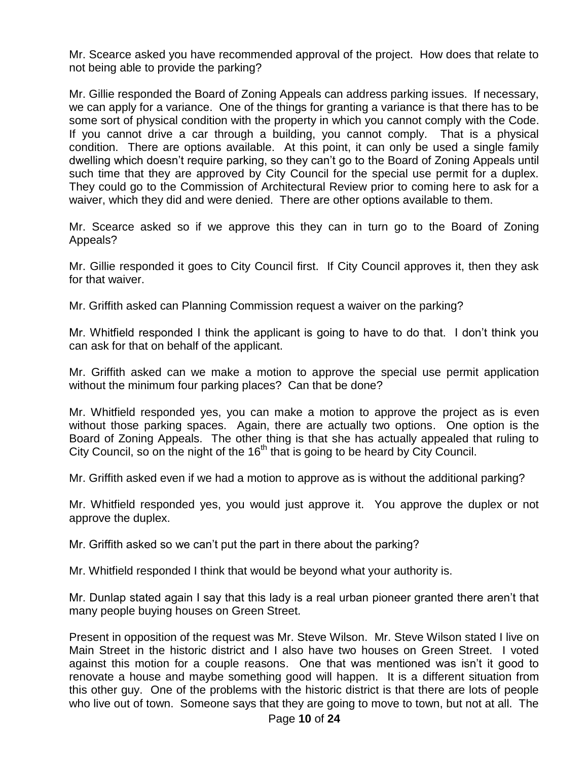Mr. Scearce asked you have recommended approval of the project. How does that relate to not being able to provide the parking?

Mr. Gillie responded the Board of Zoning Appeals can address parking issues. If necessary, we can apply for a variance. One of the things for granting a variance is that there has to be some sort of physical condition with the property in which you cannot comply with the Code. If you cannot drive a car through a building, you cannot comply. That is a physical condition. There are options available. At this point, it can only be used a single family dwelling which doesn't require parking, so they can't go to the Board of Zoning Appeals until such time that they are approved by City Council for the special use permit for a duplex. They could go to the Commission of Architectural Review prior to coming here to ask for a waiver, which they did and were denied. There are other options available to them.

Mr. Scearce asked so if we approve this they can in turn go to the Board of Zoning Appeals?

Mr. Gillie responded it goes to City Council first. If City Council approves it, then they ask for that waiver.

Mr. Griffith asked can Planning Commission request a waiver on the parking?

Mr. Whitfield responded I think the applicant is going to have to do that. I don't think you can ask for that on behalf of the applicant.

Mr. Griffith asked can we make a motion to approve the special use permit application without the minimum four parking places? Can that be done?

Mr. Whitfield responded yes, you can make a motion to approve the project as is even without those parking spaces. Again, there are actually two options. One option is the Board of Zoning Appeals. The other thing is that she has actually appealed that ruling to City Council, so on the night of the 16th that is going to be heard by City Council.

Mr. Griffith asked even if we had a motion to approve as is without the additional parking?

Mr. Whitfield responded yes, you would just approve it. You approve the duplex or not approve the duplex.

Mr. Griffith asked so we can't put the part in there about the parking?

Mr. Whitfield responded I think that would be beyond what your authority is.

Mr. Dunlap stated again I say that this lady is a real urban pioneer granted there aren't that many people buying houses on Green Street.

Present in opposition of the request was Mr. Steve Wilson. Mr. Steve Wilson stated I live on Main Street in the historic district and I also have two houses on Green Street. I voted against this motion for a couple reasons. One that was mentioned was isn't it good to renovate a house and maybe something good will happen. It is a different situation from this other guy. One of the problems with the historic district is that there are lots of people who live out of town. Someone says that they are going to move to town, but not at all. The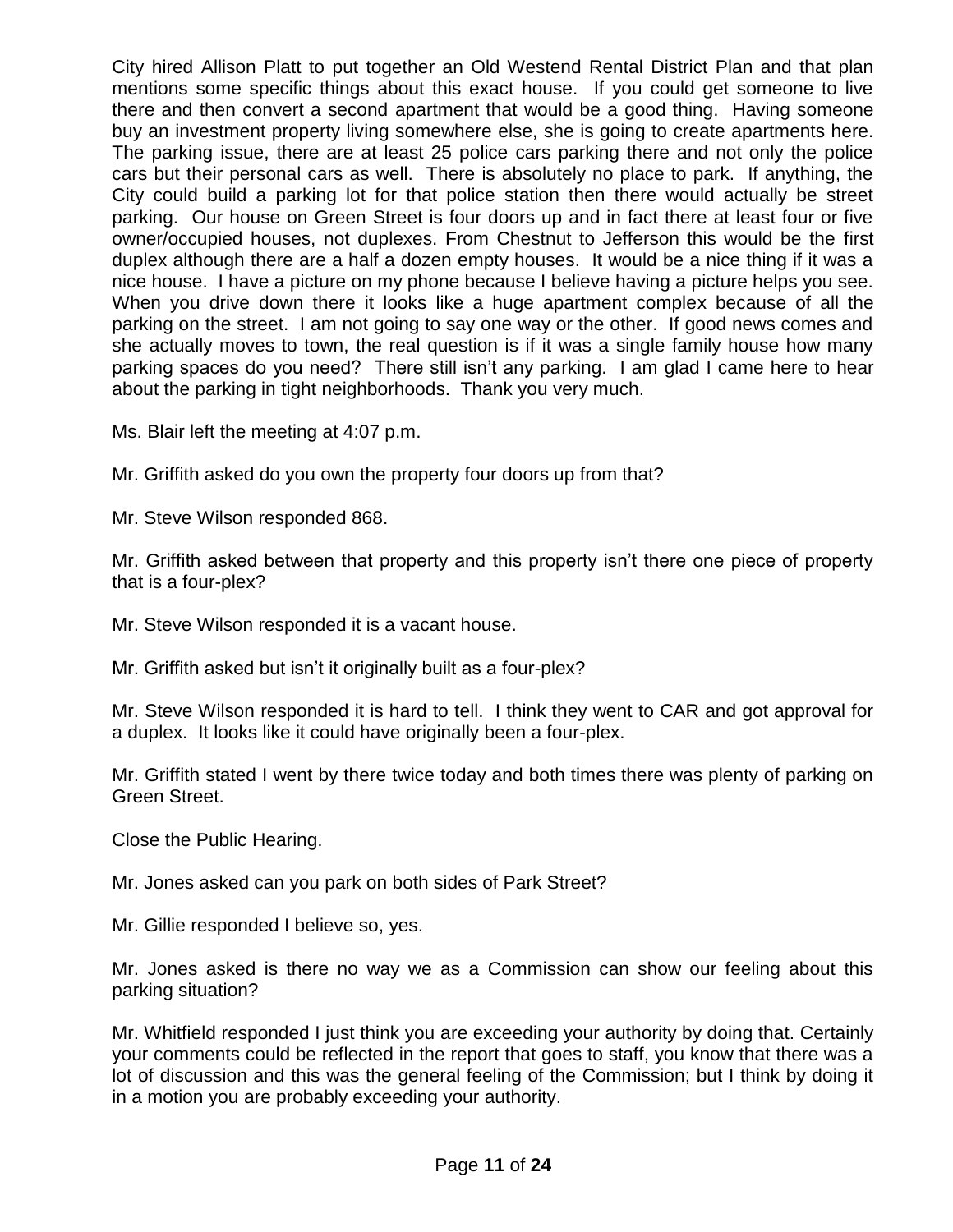City hired Allison Platt to put together an Old Westend Rental District Plan and that plan mentions some specific things about this exact house. If you could get someone to live there and then convert a second apartment that would be a good thing. Having someone buy an investment property living somewhere else, she is going to create apartments here. The parking issue, there are at least 25 police cars parking there and not only the police cars but their personal cars as well. There is absolutely no place to park. If anything, the City could build a parking lot for that police station then there would actually be street parking. Our house on Green Street is four doors up and in fact there at least four or five owner/occupied houses, not duplexes. From Chestnut to Jefferson this would be the first duplex although there are a half a dozen empty houses. It would be a nice thing if it was a nice house. I have a picture on my phone because I believe having a picture helps you see. When you drive down there it looks like a huge apartment complex because of all the parking on the street. I am not going to say one way or the other. If good news comes and she actually moves to town, the real question is if it was a single family house how many parking spaces do you need? There still isn't any parking. I am glad I came here to hear about the parking in tight neighborhoods. Thank you very much.

Ms. Blair left the meeting at 4:07 p.m.

Mr. Griffith asked do you own the property four doors up from that?

Mr. Steve Wilson responded 868.

Mr. Griffith asked between that property and this property isn't there one piece of property that is a four-plex?

Mr. Steve Wilson responded it is a vacant house.

Mr. Griffith asked but isn't it originally built as a four-plex?

Mr. Steve Wilson responded it is hard to tell. I think they went to CAR and got approval for a duplex. It looks like it could have originally been a four-plex.

Mr. Griffith stated I went by there twice today and both times there was plenty of parking on Green Street.

Close the Public Hearing.

Mr. Jones asked can you park on both sides of Park Street?

Mr. Gillie responded I believe so, yes.

Mr. Jones asked is there no way we as a Commission can show our feeling about this parking situation?

Mr. Whitfield responded I just think you are exceeding your authority by doing that. Certainly your comments could be reflected in the report that goes to staff, you know that there was a lot of discussion and this was the general feeling of the Commission; but I think by doing it in a motion you are probably exceeding your authority.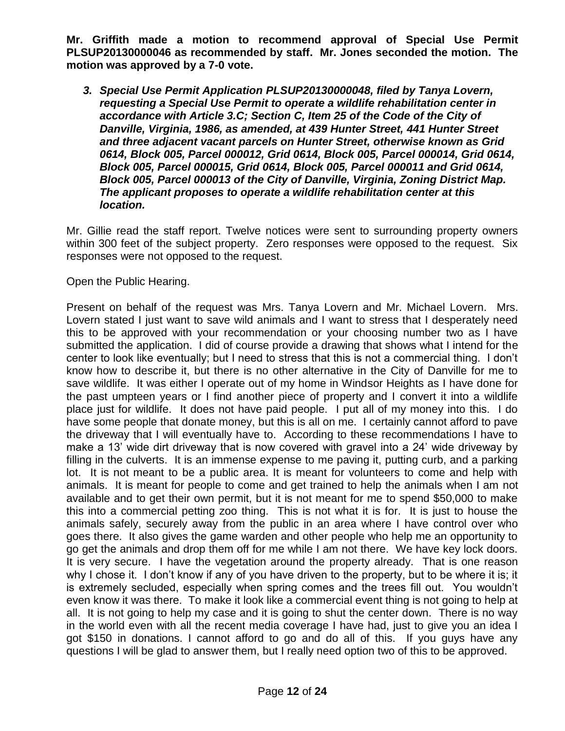**Mr. Griffith made a motion to recommend approval of Special Use Permit PLSUP20130000046 as recommended by staff. Mr. Jones seconded the motion. The motion was approved by a 7-0 vote.**

3. ***Special Use Permit Application PLSUP20130000048, filed by Tanya Lovern, requesting a Special Use Permit to operate a wildlife rehabilitation center in accordance with Article 3.C; Section C, Item 25 of the Code of the City of Danville, Virginia, 1986, as amended, at 439 Hunter Street, 441 Hunter Street and three adjacent vacant parcels on Hunter Street, otherwise known as Grid 0614, Block 005, Parcel 000012, Grid 0614, Block 005, Parcel 000014, Grid 0614, Block 005, Parcel 000015, Grid 0614, Block 005, Parcel 000011 and Grid 0614, Block 005, Parcel 000013 of the City of Danville, Virginia, Zoning District Map. The applicant proposes to operate a wildlife rehabilitation center at this location.***

Mr. Gillie read the staff report. Twelve notices were sent to surrounding property owners within 300 feet of the subject property. Zero responses were opposed to the request. Six responses were not opposed to the request.

Open the Public Hearing.

Present on behalf of the request was Mrs. Tanya Lovern and Mr. Michael Lovern. Mrs. Lovern stated I just want to save wild animals and I want to stress that I desperately need this to be approved with your recommendation or your choosing number two as I have submitted the application. I did of course provide a drawing that shows what I intend for the center to look like eventually; but I need to stress that this is not a commercial thing. I don't know how to describe it, but there is no other alternative in the City of Danville for me to save wildlife. It was either I operate out of my home in Windsor Heights as I have done for the past umpteen years or I find another piece of property and I convert it into a wildlife place just for wildlife. It does not have paid people. I put all of my money into this. I do have some people that donate money, but this is all on me. I certainly cannot afford to pave the driveway that I will eventually have to. According to these recommendations I have to make a 13' wide dirt driveway that is now covered with gravel into a 24' wide driveway by filling in the culverts. It is an immense expense to me paving it, putting curb, and a parking lot. It is not meant to be a public area. It is meant for volunteers to come and help with animals. It is meant for people to come and get trained to help the animals when I am not available and to get their own permit, but it is not meant for me to spend $50,000 to make this into a commercial petting zoo thing. This is not what it is for. It is just to house the animals safely, securely away from the public in an area where I have control over who goes there. It also gives the game warden and other people who help me an opportunity to go get the animals and drop them off for me while I am not there. We have key lock doors. It is very secure. I have the vegetation around the property already. That is one reason why I chose it. I don't know if any of you have driven to the property, but to be where it is; it is extremely secluded, especially when spring comes and the trees fill out. You wouldn't even know it was there. To make it look like a commercial event thing is not going to help at all. It is not going to help my case and it is going to shut the center down. There is no way in the world even with all the recent media coverage I have had, just to give you an idea I got $150 in donations. I cannot afford to go and do all of this. If you guys have any questions I will be glad to answer them, but I really need option two of this to be approved.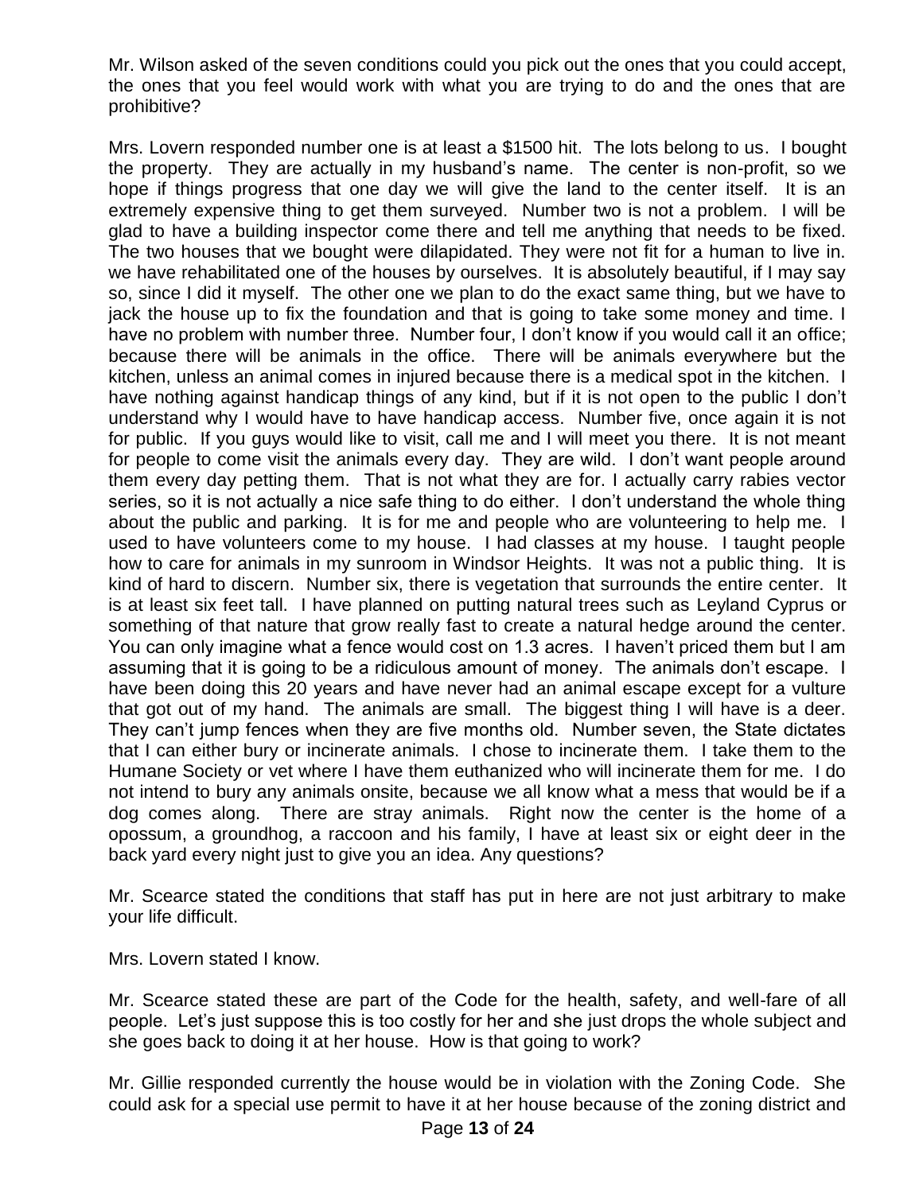Mr. Wilson asked of the seven conditions could you pick out the ones that you could accept, the ones that you feel would work with what you are trying to do and the ones that are prohibitive?

Mrs. Lovern responded number one is at least a $1500 hit. The lots belong to us. I bought the property. They are actually in my husband's name. The center is non-profit, so we hope if things progress that one day we will give the land to the center itself. It is an extremely expensive thing to get them surveyed. Number two is not a problem. I will be glad to have a building inspector come there and tell me anything that needs to be fixed. The two houses that we bought were dilapidated. They were not fit for a human to live in. we have rehabilitated one of the houses by ourselves. It is absolutely beautiful, if I may say so, since I did it myself. The other one we plan to do the exact same thing, but we have to jack the house up to fix the foundation and that is going to take some money and time. I have no problem with number three. Number four, I don't know if you would call it an office; because there will be animals in the office. There will be animals everywhere but the kitchen, unless an animal comes in injured because there is a medical spot in the kitchen. I have nothing against handicap things of any kind, but if it is not open to the public I don't understand why I would have to have handicap access. Number five, once again it is not for public. If you guys would like to visit, call me and I will meet you there. It is not meant for people to come visit the animals every day. They are wild. I don't want people around them every day petting them. That is not what they are for. I actually carry rabies vector series, so it is not actually a nice safe thing to do either. I don't understand the whole thing about the public and parking. It is for me and people who are volunteering to help me. I used to have volunteers come to my house. I had classes at my house. I taught people how to care for animals in my sunroom in Windsor Heights. It was not a public thing. It is kind of hard to discern. Number six, there is vegetation that surrounds the entire center. It is at least six feet tall. I have planned on putting natural trees such as Leyland Cyprus or something of that nature that grow really fast to create a natural hedge around the center. You can only imagine what a fence would cost on 1.3 acres. I haven't priced them but I am assuming that it is going to be a ridiculous amount of money. The animals don't escape. I have been doing this 20 years and have never had an animal escape except for a vulture that got out of my hand. The animals are small. The biggest thing I will have is a deer. They can't jump fences when they are five months old. Number seven, the State dictates that I can either bury or incinerate animals. I chose to incinerate them. I take them to the Humane Society or vet where I have them euthanized who will incinerate them for me. I do not intend to bury any animals onsite, because we all know what a mess that would be if a dog comes along. There are stray animals. Right now the center is the home of a opossum, a groundhog, a raccoon and his family, I have at least six or eight deer in the back yard every night just to give you an idea. Any questions?

Mr. Scearce stated the conditions that staff has put in here are not just arbitrary to make your life difficult.

Mrs. Lovern stated I know.

Mr. Scearce stated these are part of the Code for the health, safety, and well-fare of all people. Let's just suppose this is too costly for her and she just drops the whole subject and she goes back to doing it at her house. How is that going to work?

Mr. Gillie responded currently the house would be in violation with the Zoning Code. She could ask for a special use permit to have it at her house because of the zoning district and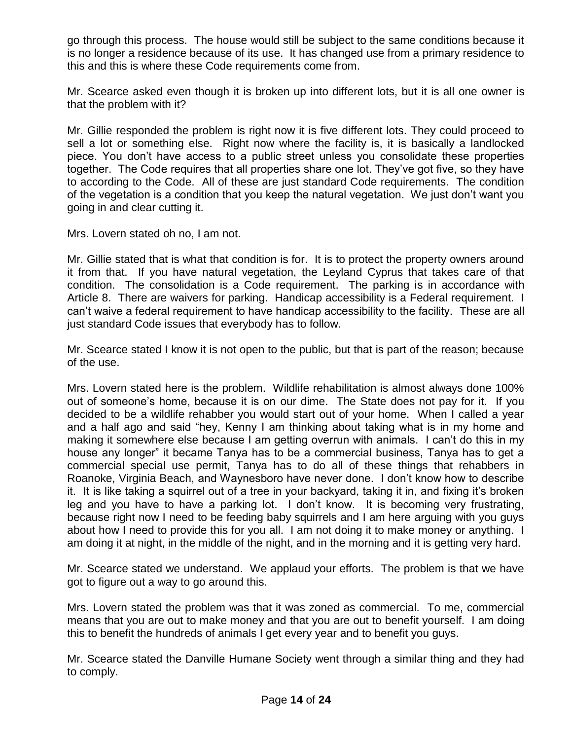go through this process. The house would still be subject to the same conditions because it is no longer a residence because of its use. It has changed use from a primary residence to this and this is where these Code requirements come from.

Mr. Scearce asked even though it is broken up into different lots, but it is all one owner is that the problem with it?

Mr. Gillie responded the problem is right now it is five different lots. They could proceed to sell a lot or something else. Right now where the facility is, it is basically a landlocked piece. You don't have access to a public street unless you consolidate these properties together. The Code requires that all properties share one lot. They've got five, so they have to according to the Code. All of these are just standard Code requirements. The condition of the vegetation is a condition that you keep the natural vegetation. We just don't want you going in and clear cutting it.

Mrs. Lovern stated oh no, I am not.

Mr. Gillie stated that is what that condition is for. It is to protect the property owners around it from that. If you have natural vegetation, the Leyland Cyprus that takes care of that condition. The consolidation is a Code requirement. The parking is in accordance with Article 8. There are waivers for parking. Handicap accessibility is a Federal requirement. I can't waive a federal requirement to have handicap accessibility to the facility. These are all just standard Code issues that everybody has to follow.

Mr. Scearce stated I know it is not open to the public, but that is part of the reason; because of the use.

Mrs. Lovern stated here is the problem. Wildlife rehabilitation is almost always done 100% out of someone's home, because it is on our dime. The State does not pay for it. If you decided to be a wildlife rehabber you would start out of your home. When I called a year and a half ago and said "hey, Kenny I am thinking about taking what is in my home and making it somewhere else because I am getting overrun with animals. I can't do this in my house any longer" it became Tanya has to be a commercial business, Tanya has to get a commercial special use permit, Tanya has to do all of these things that rehabbers in Roanoke, Virginia Beach, and Waynesboro have never done. I don't know how to describe it. It is like taking a squirrel out of a tree in your backyard, taking it in, and fixing it's broken leg and you have to have a parking lot. I don't know. It is becoming very frustrating, because right now I need to be feeding baby squirrels and I am here arguing with you guys about how I need to provide this for you all. I am not doing it to make money or anything. I am doing it at night, in the middle of the night, and in the morning and it is getting very hard.

Mr. Scearce stated we understand. We applaud your efforts. The problem is that we have got to figure out a way to go around this.

Mrs. Lovern stated the problem was that it was zoned as commercial. To me, commercial means that you are out to make money and that you are out to benefit yourself. I am doing this to benefit the hundreds of animals I get every year and to benefit you guys.

Mr. Scearce stated the Danville Humane Society went through a similar thing and they had to comply.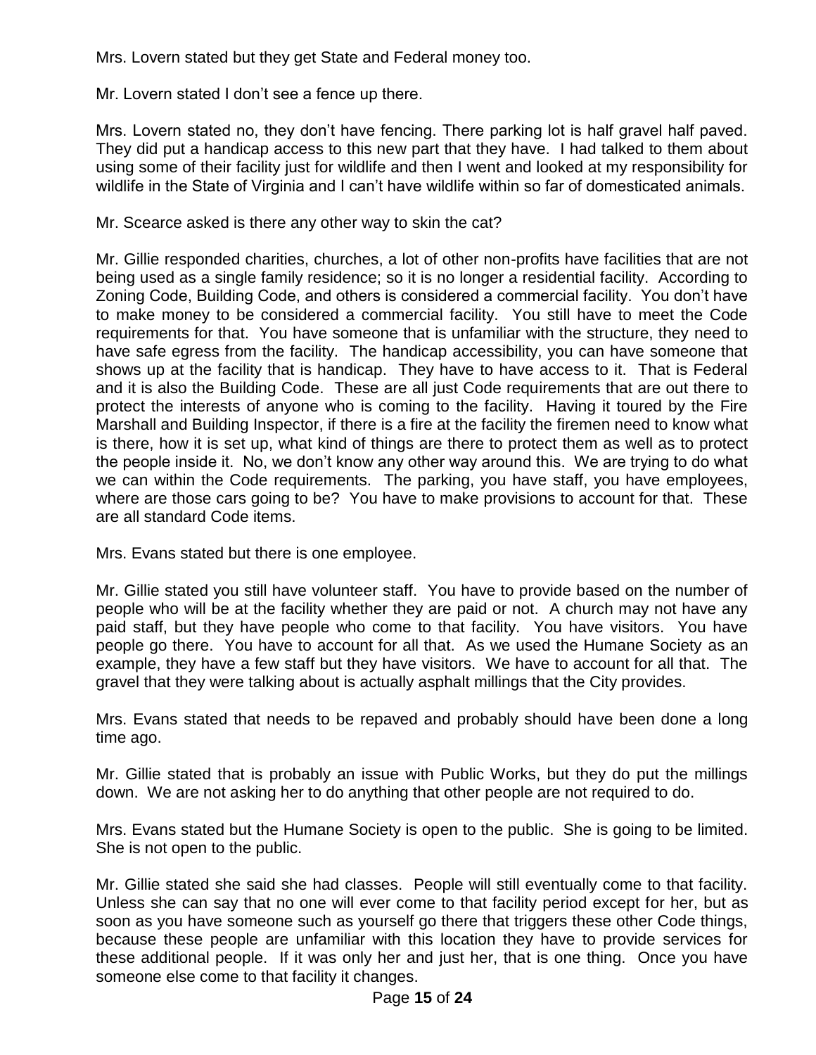Mrs. Lovern stated but they get State and Federal money too.

Mr. Lovern stated I don't see a fence up there.

Mrs. Lovern stated no, they don't have fencing. There parking lot is half gravel half paved. They did put a handicap access to this new part that they have. I had talked to them about using some of their facility just for wildlife and then I went and looked at my responsibility for wildlife in the State of Virginia and I can't have wildlife within so far of domesticated animals.

Mr. Scearce asked is there any other way to skin the cat?

Mr. Gillie responded charities, churches, a lot of other non-profits have facilities that are not being used as a single family residence; so it is no longer a residential facility. According to Zoning Code, Building Code, and others is considered a commercial facility. You don't have to make money to be considered a commercial facility. You still have to meet the Code requirements for that. You have someone that is unfamiliar with the structure, they need to have safe egress from the facility. The handicap accessibility, you can have someone that shows up at the facility that is handicap. They have to have access to it. That is Federal and it is also the Building Code. These are all just Code requirements that are out there to protect the interests of anyone who is coming to the facility. Having it toured by the Fire Marshall and Building Inspector, if there is a fire at the facility the firemen need to know what is there, how it is set up, what kind of things are there to protect them as well as to protect the people inside it. No, we don't know any other way around this. We are trying to do what we can within the Code requirements. The parking, you have staff, you have employees, where are those cars going to be? You have to make provisions to account for that. These are all standard Code items.

Mrs. Evans stated but there is one employee.

Mr. Gillie stated you still have volunteer staff. You have to provide based on the number of people who will be at the facility whether they are paid or not. A church may not have any paid staff, but they have people who come to that facility. You have visitors. You have people go there. You have to account for all that. As we used the Humane Society as an example, they have a few staff but they have visitors. We have to account for all that. The gravel that they were talking about is actually asphalt millings that the City provides.

Mrs. Evans stated that needs to be repaved and probably should have been done a long time ago.

Mr. Gillie stated that is probably an issue with Public Works, but they do put the millings down. We are not asking her to do anything that other people are not required to do.

Mrs. Evans stated but the Humane Society is open to the public. She is going to be limited. She is not open to the public.

Mr. Gillie stated she said she had classes. People will still eventually come to that facility. Unless she can say that no one will ever come to that facility period except for her, but as soon as you have someone such as yourself go there that triggers these other Code things, because these people are unfamiliar with this location they have to provide services for these additional people. If it was only her and just her, that is one thing. Once you have someone else come to that facility it changes.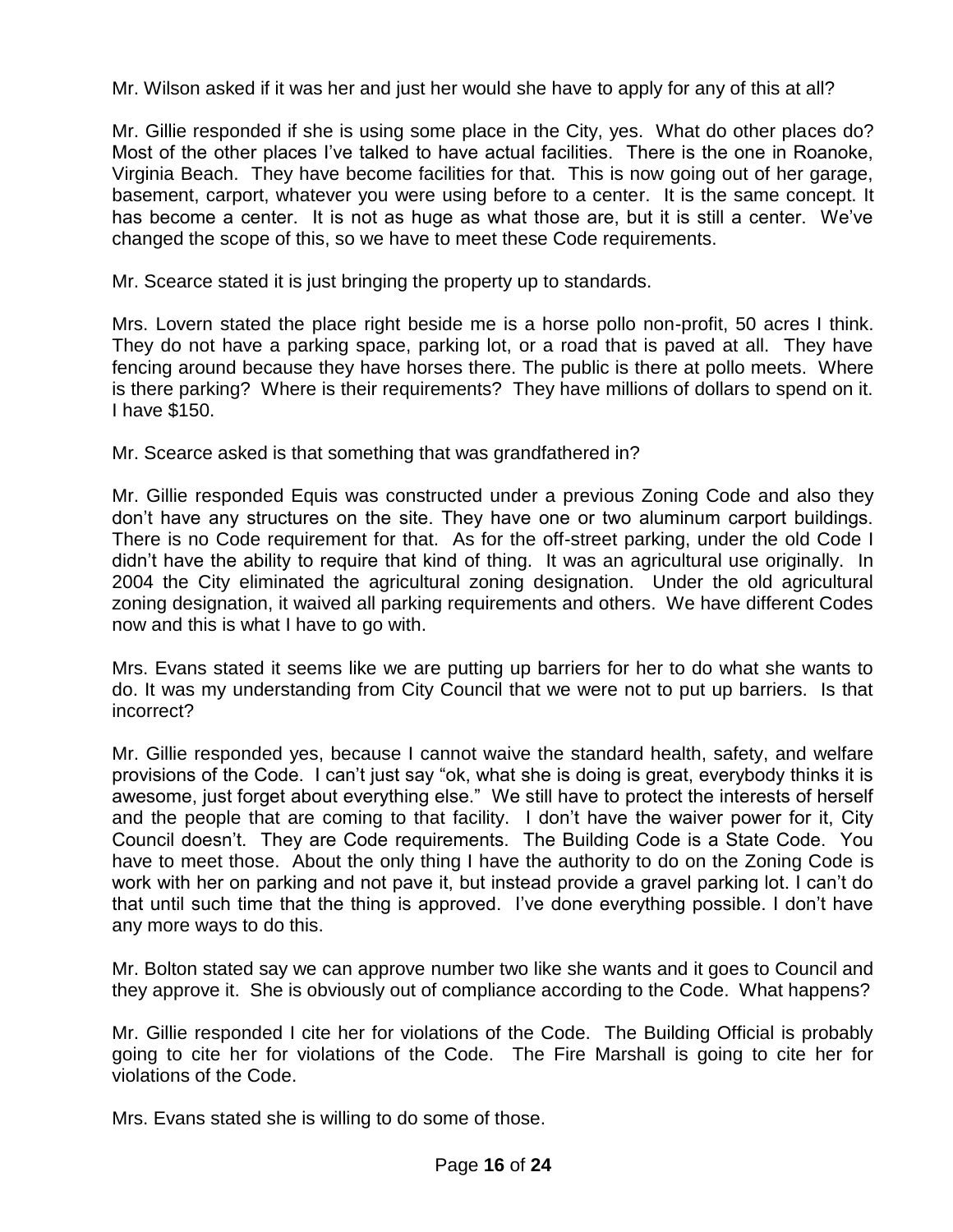Mr. Wilson asked if it was her and just her would she have to apply for any of this at all?

Mr. Gillie responded if she is using some place in the City, yes. What do other places do? Most of the other places I've talked to have actual facilities. There is the one in Roanoke, Virginia Beach. They have become facilities for that. This is now going out of her garage, basement, carport, whatever you were using before to a center. It is the same concept. It has become a center. It is not as huge as what those are, but it is still a center. We've changed the scope of this, so we have to meet these Code requirements.

Mr. Scearce stated it is just bringing the property up to standards.

Mrs. Lovern stated the place right beside me is a horse pollo non-profit, 50 acres I think. They do not have a parking space, parking lot, or a road that is paved at all. They have fencing around because they have horses there. The public is there at pollo meets. Where is there parking? Where is their requirements? They have millions of dollars to spend on it. I have $150.

Mr. Scearce asked is that something that was grandfathered in?

Mr. Gillie responded Equis was constructed under a previous Zoning Code and also they don't have any structures on the site. They have one or two aluminum carport buildings. There is no Code requirement for that. As for the off-street parking, under the old Code I didn't have the ability to require that kind of thing. It was an agricultural use originally. In 2004 the City eliminated the agricultural zoning designation. Under the old agricultural zoning designation, it waived all parking requirements and others. We have different Codes now and this is what I have to go with.

Mrs. Evans stated it seems like we are putting up barriers for her to do what she wants to do. It was my understanding from City Council that we were not to put up barriers. Is that incorrect?

Mr. Gillie responded yes, because I cannot waive the standard health, safety, and welfare provisions of the Code. I can't just say "ok, what she is doing is great, everybody thinks it is awesome, just forget about everything else." We still have to protect the interests of herself and the people that are coming to that facility. I don't have the waiver power for it, City Council doesn't. They are Code requirements. The Building Code is a State Code. You have to meet those. About the only thing I have the authority to do on the Zoning Code is work with her on parking and not pave it, but instead provide a gravel parking lot. I can't do that until such time that the thing is approved. I've done everything possible. I don't have any more ways to do this.

Mr. Bolton stated say we can approve number two like she wants and it goes to Council and they approve it. She is obviously out of compliance according to the Code. What happens?

Mr. Gillie responded I cite her for violations of the Code. The Building Official is probably going to cite her for violations of the Code. The Fire Marshall is going to cite her for violations of the Code.

Mrs. Evans stated she is willing to do some of those.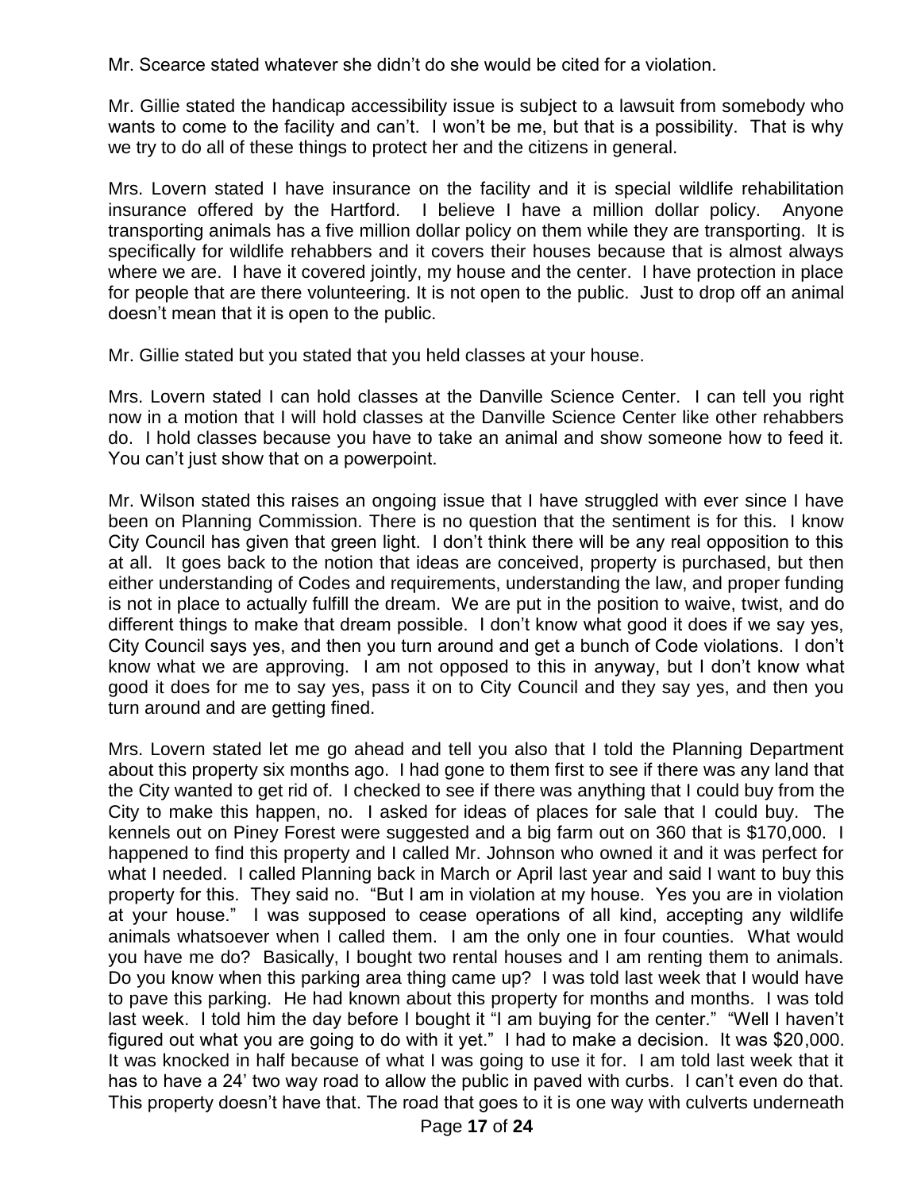Mr. Scearce stated whatever she didn't do she would be cited for a violation.

Mr. Gillie stated the handicap accessibility issue is subject to a lawsuit from somebody who wants to come to the facility and can't. I won't be me, but that is a possibility. That is why we try to do all of these things to protect her and the citizens in general.

Mrs. Lovern stated I have insurance on the facility and it is special wildlife rehabilitation insurance offered by the Hartford. I believe I have a million dollar policy. Anyone transporting animals has a five million dollar policy on them while they are transporting. It is specifically for wildlife rehabbers and it covers their houses because that is almost always where we are. I have it covered jointly, my house and the center. I have protection in place for people that are there volunteering. It is not open to the public. Just to drop off an animal doesn't mean that it is open to the public.

Mr. Gillie stated but you stated that you held classes at your house.

Mrs. Lovern stated I can hold classes at the Danville Science Center. I can tell you right now in a motion that I will hold classes at the Danville Science Center like other rehabbers do. I hold classes because you have to take an animal and show someone how to feed it. You can't just show that on a powerpoint.

Mr. Wilson stated this raises an ongoing issue that I have struggled with ever since I have been on Planning Commission. There is no question that the sentiment is for this. I know City Council has given that green light. I don't think there will be any real opposition to this at all. It goes back to the notion that ideas are conceived, property is purchased, but then either understanding of Codes and requirements, understanding the law, and proper funding is not in place to actually fulfill the dream. We are put in the position to waive, twist, and do different things to make that dream possible. I don't know what good it does if we say yes, City Council says yes, and then you turn around and get a bunch of Code violations. I don't know what we are approving. I am not opposed to this in anyway, but I don't know what good it does for me to say yes, pass it on to City Council and they say yes, and then you turn around and are getting fined.

Mrs. Lovern stated let me go ahead and tell you also that I told the Planning Department about this property six months ago. I had gone to them first to see if there was any land that the City wanted to get rid of. I checked to see if there was anything that I could buy from the City to make this happen, no. I asked for ideas of places for sale that I could buy. The kennels out on Piney Forest were suggested and a big farm out on 360 that is $170,000. I happened to find this property and I called Mr. Johnson who owned it and it was perfect for what I needed. I called Planning back in March or April last year and said I want to buy this property for this. They said no. "But I am in violation at my house. Yes you are in violation at your house." I was supposed to cease operations of all kind, accepting any wildlife animals whatsoever when I called them. I am the only one in four counties. What would you have me do? Basically, I bought two rental houses and I am renting them to animals. Do you know when this parking area thing came up? I was told last week that I would have to pave this parking. He had known about this property for months and months. I was told last week. I told him the day before I bought it "I am buying for the center." "Well I haven't figured out what you are going to do with it yet." I had to make a decision. It was $20,000. It was knocked in half because of what I was going to use it for. I am told last week that it has to have a 24' two way road to allow the public in paved with curbs. I can't even do that. This property doesn't have that. The road that goes to it is one way with culverts underneath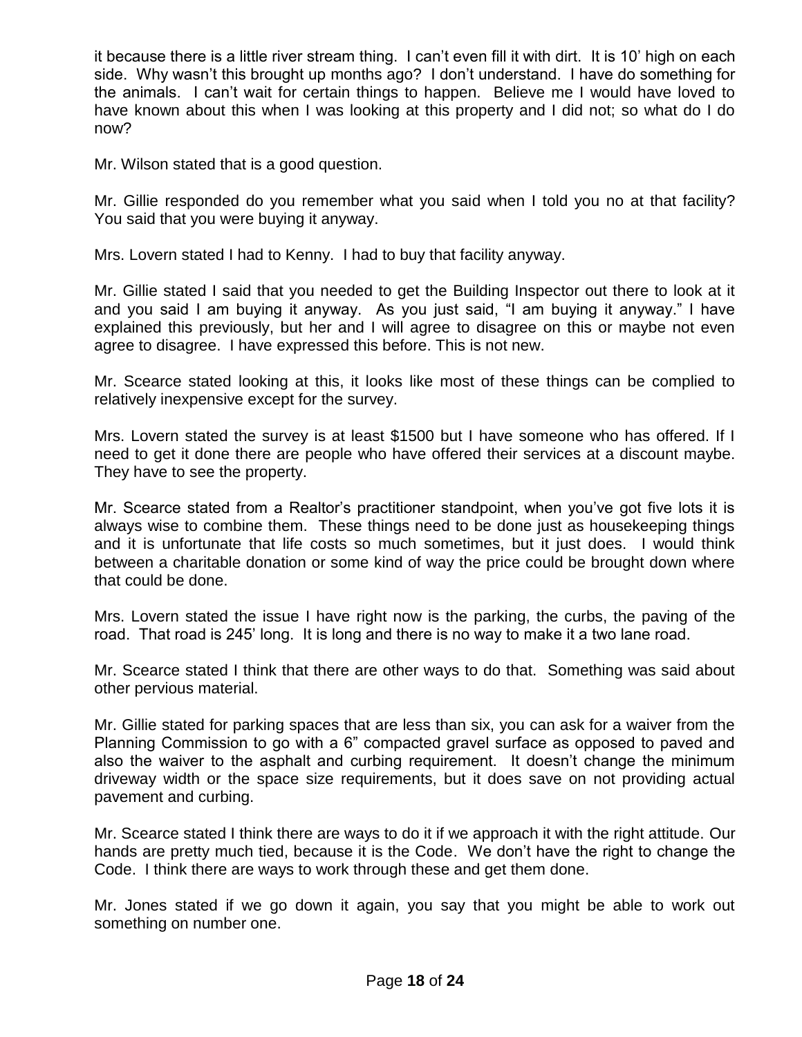it because there is a little river stream thing. I can't even fill it with dirt. It is 10' high on each side. Why wasn't this brought up months ago? I don't understand. I have do something for the animals. I can't wait for certain things to happen. Believe me I would have loved to have known about this when I was looking at this property and I did not; so what do I do now?

Mr. Wilson stated that is a good question.

Mr. Gillie responded do you remember what you said when I told you no at that facility? You said that you were buying it anyway.

Mrs. Lovern stated I had to Kenny. I had to buy that facility anyway.

Mr. Gillie stated I said that you needed to get the Building Inspector out there to look at it and you said I am buying it anyway. As you just said, "I am buying it anyway." I have explained this previously, but her and I will agree to disagree on this or maybe not even agree to disagree. I have expressed this before. This is not new.

Mr. Scearce stated looking at this, it looks like most of these things can be complied to relatively inexpensive except for the survey.

Mrs. Lovern stated the survey is at least $1500 but I have someone who has offered. If I need to get it done there are people who have offered their services at a discount maybe. They have to see the property.

Mr. Scearce stated from a Realtor's practitioner standpoint, when you've got five lots it is always wise to combine them. These things need to be done just as housekeeping things and it is unfortunate that life costs so much sometimes, but it just does. I would think between a charitable donation or some kind of way the price could be brought down where that could be done.

Mrs. Lovern stated the issue I have right now is the parking, the curbs, the paving of the road. That road is 245' long. It is long and there is no way to make it a two lane road.

Mr. Scearce stated I think that there are other ways to do that. Something was said about other pervious material.

Mr. Gillie stated for parking spaces that are less than six, you can ask for a waiver from the Planning Commission to go with a 6" compacted gravel surface as opposed to paved and also the waiver to the asphalt and curbing requirement. It doesn't change the minimum driveway width or the space size requirements, but it does save on not providing actual pavement and curbing.

Mr. Scearce stated I think there are ways to do it if we approach it with the right attitude. Our hands are pretty much tied, because it is the Code. We don't have the right to change the Code. I think there are ways to work through these and get them done.

Mr. Jones stated if we go down it again, you say that you might be able to work out something on number one.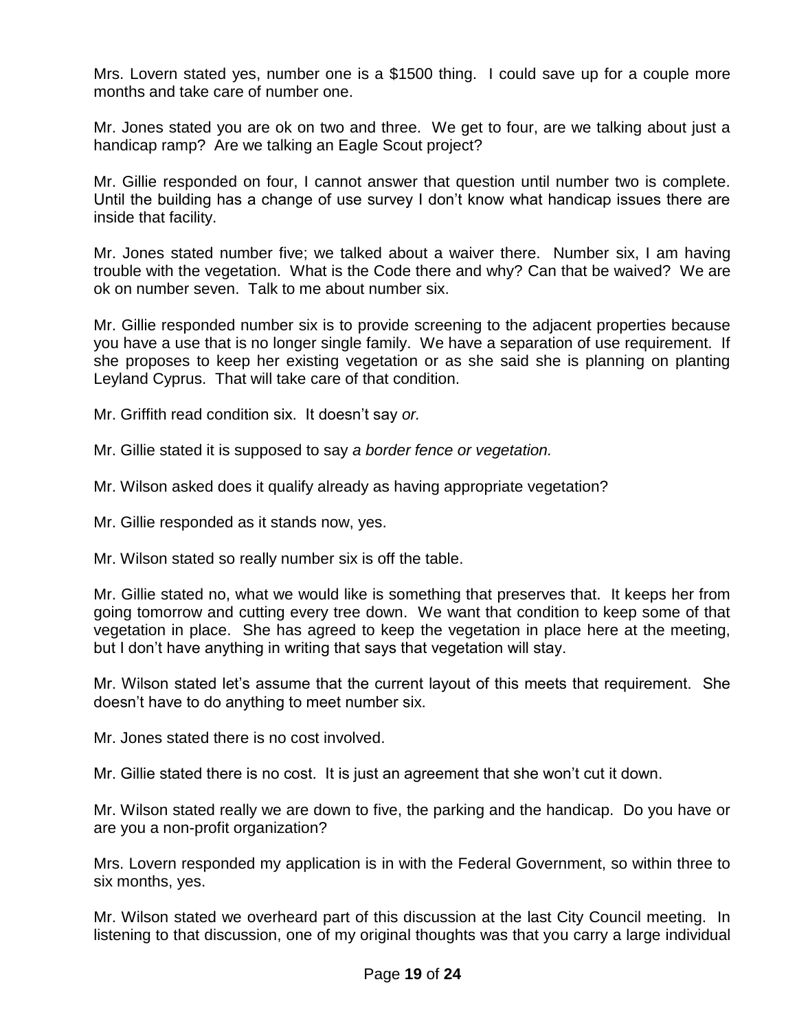Mrs. Lovern stated yes, number one is a $1500 thing. I could save up for a couple more months and take care of number one.

Mr. Jones stated you are ok on two and three. We get to four, are we talking about just a handicap ramp? Are we talking an Eagle Scout project?

Mr. Gillie responded on four, I cannot answer that question until number two is complete. Until the building has a change of use survey I don't know what handicap issues there are inside that facility.

Mr. Jones stated number five; we talked about a waiver there. Number six, I am having trouble with the vegetation. What is the Code there and why? Can that be waived? We are ok on number seven. Talk to me about number six.

Mr. Gillie responded number six is to provide screening to the adjacent properties because you have a use that is no longer single family. We have a separation of use requirement. If she proposes to keep her existing vegetation or as she said she is planning on planting Leyland Cyprus. That will take care of that condition.

Mr. Griffith read condition six. It doesn't say *or.*

Mr. Gillie stated it is supposed to say *a border fence or vegetation.*

Mr. Wilson asked does it qualify already as having appropriate vegetation?

Mr. Gillie responded as it stands now, yes.

Mr. Wilson stated so really number six is off the table.

Mr. Gillie stated no, what we would like is something that preserves that. It keeps her from going tomorrow and cutting every tree down. We want that condition to keep some of that vegetation in place. She has agreed to keep the vegetation in place here at the meeting, but I don't have anything in writing that says that vegetation will stay.

Mr. Wilson stated let's assume that the current layout of this meets that requirement. She doesn't have to do anything to meet number six.

Mr. Jones stated there is no cost involved.

Mr. Gillie stated there is no cost. It is just an agreement that she won't cut it down.

Mr. Wilson stated really we are down to five, the parking and the handicap. Do you have or are you a non-profit organization?

Mrs. Lovern responded my application is in with the Federal Government, so within three to six months, yes.

Mr. Wilson stated we overheard part of this discussion at the last City Council meeting. In listening to that discussion, one of my original thoughts was that you carry a large individual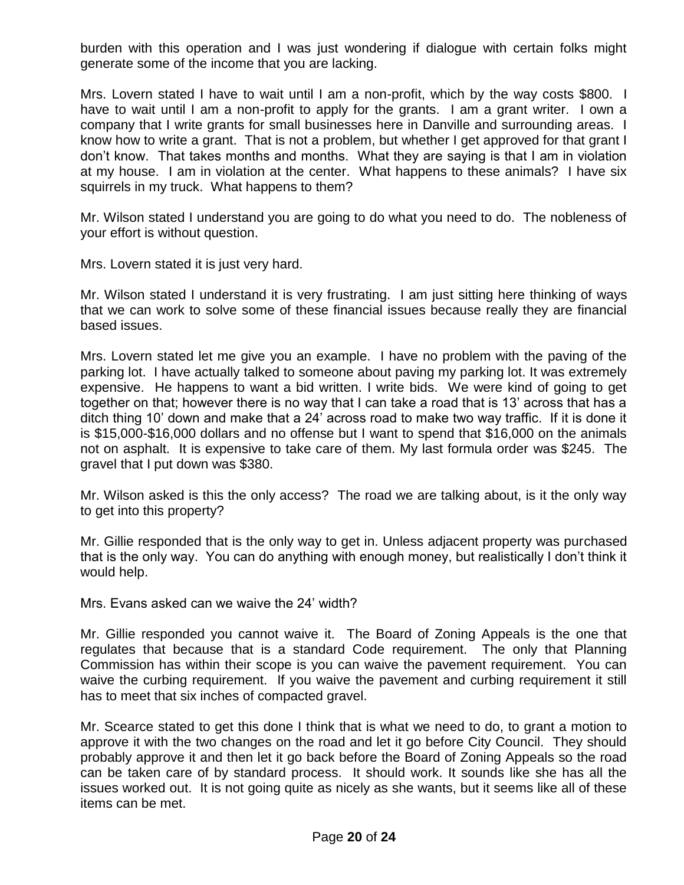burden with this operation and I was just wondering if dialogue with certain folks might generate some of the income that you are lacking.

Mrs. Lovern stated I have to wait until I am a non-profit, which by the way costs $800. I have to wait until I am a non-profit to apply for the grants. I am a grant writer. I own a company that I write grants for small businesses here in Danville and surrounding areas. I know how to write a grant. That is not a problem, but whether I get approved for that grant I don't know. That takes months and months. What they are saying is that I am in violation at my house. I am in violation at the center. What happens to these animals? I have six squirrels in my truck. What happens to them?

Mr. Wilson stated I understand you are going to do what you need to do. The nobleness of your effort is without question.

Mrs. Lovern stated it is just very hard.

Mr. Wilson stated I understand it is very frustrating. I am just sitting here thinking of ways that we can work to solve some of these financial issues because really they are financial based issues.

Mrs. Lovern stated let me give you an example. I have no problem with the paving of the parking lot. I have actually talked to someone about paving my parking lot. It was extremely expensive. He happens to want a bid written. I write bids. We were kind of going to get together on that; however there is no way that I can take a road that is 13' across that has a ditch thing 10' down and make that a 24' across road to make two way traffic. If it is done it is $15,000-$16,000 dollars and no offense but I want to spend that $16,000 on the animals not on asphalt. It is expensive to take care of them. My last formula order was $245. The gravel that I put down was $380.

Mr. Wilson asked is this the only access? The road we are talking about, is it the only way to get into this property?

Mr. Gillie responded that is the only way to get in. Unless adjacent property was purchased that is the only way. You can do anything with enough money, but realistically I don't think it would help.

Mrs. Evans asked can we waive the 24' width?

Mr. Gillie responded you cannot waive it. The Board of Zoning Appeals is the one that regulates that because that is a standard Code requirement. The only that Planning Commission has within their scope is you can waive the pavement requirement. You can waive the curbing requirement. If you waive the pavement and curbing requirement it still has to meet that six inches of compacted gravel.

Mr. Scearce stated to get this done I think that is what we need to do, to grant a motion to approve it with the two changes on the road and let it go before City Council. They should probably approve it and then let it go back before the Board of Zoning Appeals so the road can be taken care of by standard process. It should work. It sounds like she has all the issues worked out. It is not going quite as nicely as she wants, but it seems like all of these items can be met.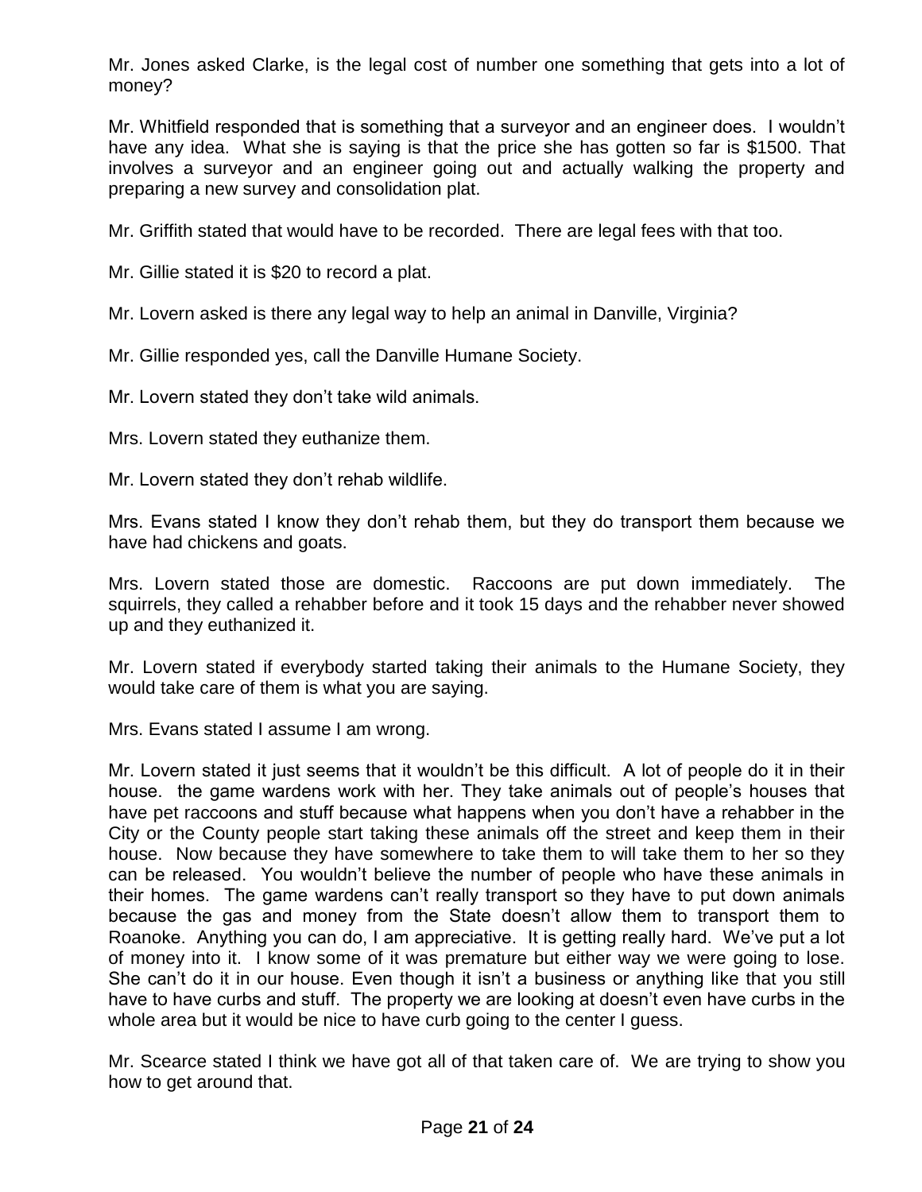Mr. Jones asked Clarke, is the legal cost of number one something that gets into a lot of money?

Mr. Whitfield responded that is something that a surveyor and an engineer does. I wouldn't have any idea. What she is saying is that the price she has gotten so far is $1500. That involves a surveyor and an engineer going out and actually walking the property and preparing a new survey and consolidation plat.

Mr. Griffith stated that would have to be recorded. There are legal fees with that too.

Mr. Gillie stated it is $20 to record a plat.

Mr. Lovern asked is there any legal way to help an animal in Danville, Virginia?

Mr. Gillie responded yes, call the Danville Humane Society.

Mr. Lovern stated they don't take wild animals.

Mrs. Lovern stated they euthanize them.

Mr. Lovern stated they don't rehab wildlife.

Mrs. Evans stated I know they don't rehab them, but they do transport them because we have had chickens and goats.

Mrs. Lovern stated those are domestic. Raccoons are put down immediately. The squirrels, they called a rehabber before and it took 15 days and the rehabber never showed up and they euthanized it.

Mr. Lovern stated if everybody started taking their animals to the Humane Society, they would take care of them is what you are saying.

Mrs. Evans stated I assume I am wrong.

Mr. Lovern stated it just seems that it wouldn't be this difficult. A lot of people do it in their house. the game wardens work with her. They take animals out of people's houses that have pet raccoons and stuff because what happens when you don't have a rehabber in the City or the County people start taking these animals off the street and keep them in their house. Now because they have somewhere to take them to will take them to her so they can be released. You wouldn't believe the number of people who have these animals in their homes. The game wardens can't really transport so they have to put down animals because the gas and money from the State doesn't allow them to transport them to Roanoke. Anything you can do, I am appreciative. It is getting really hard. We've put a lot of money into it. I know some of it was premature but either way we were going to lose. She can't do it in our house. Even though it isn't a business or anything like that you still have to have curbs and stuff. The property we are looking at doesn't even have curbs in the whole area but it would be nice to have curb going to the center I guess.

Mr. Scearce stated I think we have got all of that taken care of. We are trying to show you how to get around that.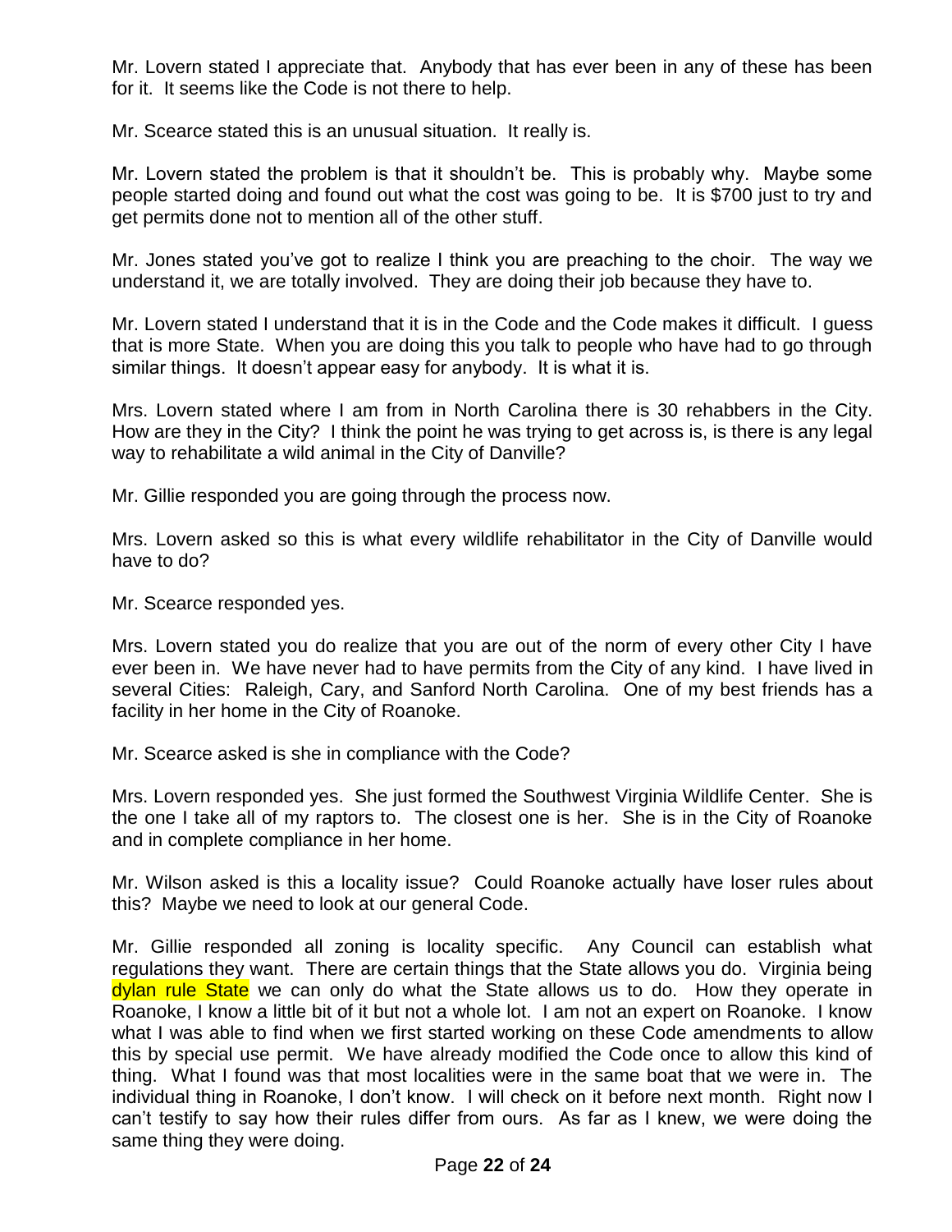Mr. Lovern stated I appreciate that. Anybody that has ever been in any of these has been for it. It seems like the Code is not there to help.

Mr. Scearce stated this is an unusual situation. It really is.

Mr. Lovern stated the problem is that it shouldn't be. This is probably why. Maybe some people started doing and found out what the cost was going to be. It is $700 just to try and get permits done not to mention all of the other stuff.

Mr. Jones stated you've got to realize I think you are preaching to the choir. The way we understand it, we are totally involved. They are doing their job because they have to.

Mr. Lovern stated I understand that it is in the Code and the Code makes it difficult. I guess that is more State. When you are doing this you talk to people who have had to go through similar things. It doesn't appear easy for anybody. It is what it is.

Mrs. Lovern stated where I am from in North Carolina there is 30 rehabbers in the City. How are they in the City? I think the point he was trying to get across is, is there is any legal way to rehabilitate a wild animal in the City of Danville?

Mr. Gillie responded you are going through the process now.

Mrs. Lovern asked so this is what every wildlife rehabilitator in the City of Danville would have to do?

Mr. Scearce responded yes.

Mrs. Lovern stated you do realize that you are out of the norm of every other City I have ever been in. We have never had to have permits from the City of any kind. I have lived in several Cities: Raleigh, Cary, and Sanford North Carolina. One of my best friends has a facility in her home in the City of Roanoke.

Mr. Scearce asked is she in compliance with the Code?

Mrs. Lovern responded yes. She just formed the Southwest Virginia Wildlife Center. She is the one I take all of my raptors to. The closest one is her. She is in the City of Roanoke and in complete compliance in her home.

Mr. Wilson asked is this a locality issue? Could Roanoke actually have loser rules about this? Maybe we need to look at our general Code.

Mr. Gillie responded all zoning is locality specific. Any Council can establish what regulations they want. There are certain things that the State allows you do. Virginia being dylan rule State we can only do what the State allows us to do. How they operate in Roanoke, I know a little bit of it but not a whole lot. I am not an expert on Roanoke. I know what I was able to find when we first started working on these Code amendments to allow this by special use permit. We have already modified the Code once to allow this kind of thing. What I found was that most localities were in the same boat that we were in. The individual thing in Roanoke, I don't know. I will check on it before next month. Right now I can't testify to say how their rules differ from ours. As far as I knew, we were doing the same thing they were doing.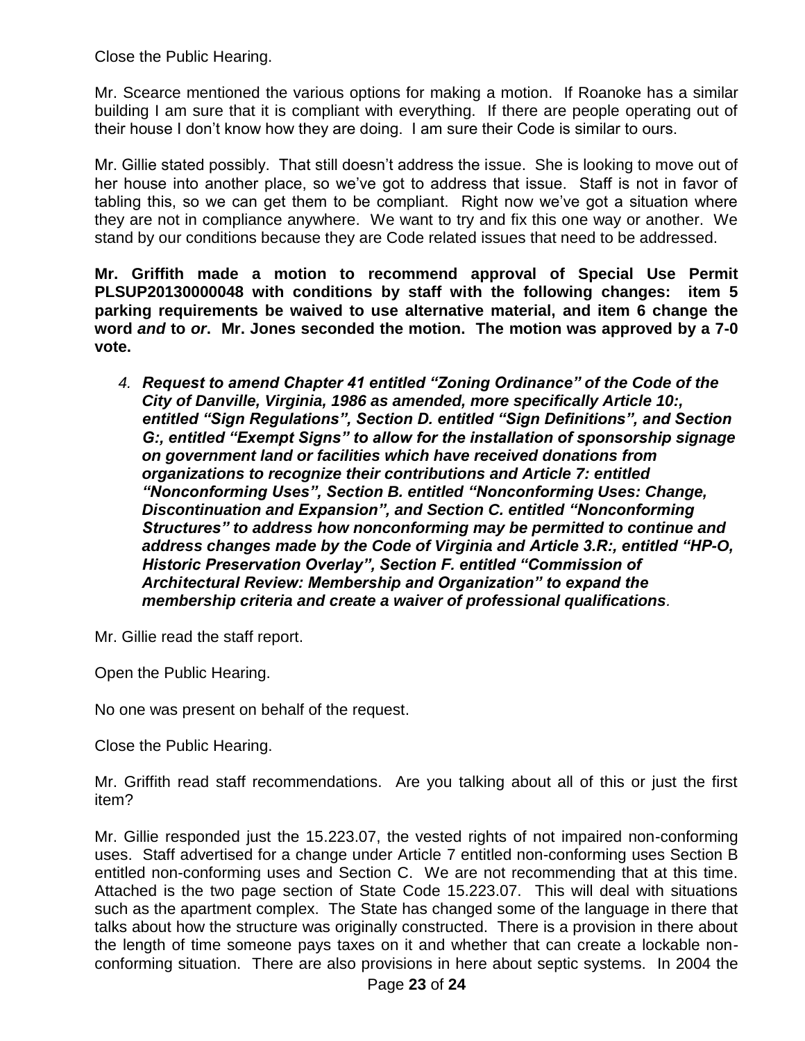Close the Public Hearing.

Mr. Scearce mentioned the various options for making a motion. If Roanoke has a similar building I am sure that it is compliant with everything. If there are people operating out of their house I don't know how they are doing. I am sure their Code is similar to ours.

Mr. Gillie stated possibly. That still doesn't address the issue. She is looking to move out of her house into another place, so we've got to address that issue. Staff is not in favor of tabling this, so we can get them to be compliant. Right now we've got a situation where they are not in compliance anywhere. We want to try and fix this one way or another. We stand by our conditions because they are Code related issues that need to be addressed.

**Mr. Griffith made a motion to recommend approval of Special Use Permit PLSUP20130000048 with conditions by staff with the following changes: item 5 parking requirements be waived to use alternative material, and item 6 change the word *and* to *or*. Mr. Jones seconded the motion. The motion was approved by a 7-0 vote.**

4. ***Request to amend Chapter 41 entitled "Zoning Ordinance" of the Code of the City of Danville, Virginia, 1986 as amended, more specifically Article 10:, entitled "Sign Regulations", Section D. entitled "Sign Definitions", and Section G:, entitled "Exempt Signs" to allow for the installation of sponsorship signage on government land or facilities which have received donations from organizations to recognize their contributions and Article 7: entitled "Nonconforming Uses", Section B. entitled "Nonconforming Uses: Change, Discontinuation and Expansion", and Section C. entitled "Nonconforming Structures" to address how nonconforming may be permitted to continue and address changes made by the Code of Virginia and Article 3.R:, entitled "HP-O, Historic Preservation Overlay", Section F. entitled "Commission of Architectural Review: Membership and Organization" to expand the membership criteria and create a waiver of professional qualifications*.**

Mr. Gillie read the staff report.

Open the Public Hearing.

No one was present on behalf of the request.

Close the Public Hearing.

Mr. Griffith read staff recommendations. Are you talking about all of this or just the first item?

Mr. Gillie responded just the 15.223.07, the vested rights of not impaired non-conforming uses. Staff advertised for a change under Article 7 entitled non-conforming uses Section B entitled non-conforming uses and Section C. We are not recommending that at this time. Attached is the two page section of State Code 15.223.07. This will deal with situations such as the apartment complex. The State has changed some of the language in there that talks about how the structure was originally constructed. There is a provision in there about the length of time someone pays taxes on it and whether that can create a lockable non-conforming situation. There are also provisions in here about septic systems. In 2004 the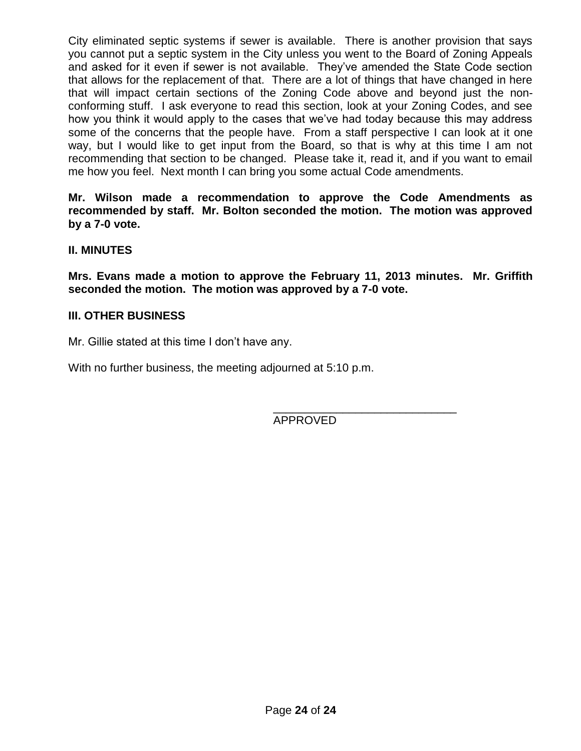City eliminated septic systems if sewer is available. There is another provision that says you cannot put a septic system in the City unless you went to the Board of Zoning Appeals and asked for it even if sewer is not available. They've amended the State Code section that allows for the replacement of that. There are a lot of things that have changed in here that will impact certain sections of the Zoning Code above and beyond just the non-conforming stuff. I ask everyone to read this section, look at your Zoning Codes, and see how you think it would apply to the cases that we've had today because this may address some of the concerns that the people have. From a staff perspective I can look at it one way, but I would like to get input from the Board, so that is why at this time I am not recommending that section to be changed. Please take it, read it, and if you want to email me how you feel. Next month I can bring you some actual Code amendments.

**Mr. Wilson made a recommendation to approve the Code Amendments as recommended by staff. Mr. Bolton seconded the motion. The motion was approved by a 7-0 vote.**

## II. MINUTES

**Mrs. Evans made a motion to approve the February 11, 2013 minutes. Mr. Griffith seconded the motion. The motion was approved by a 7-0 vote.**

## III. OTHER BUSINESS

Mr. Gillie stated at this time I don't have any.

With no further business, the meeting adjourned at 5:10 p.m.

______________________________
APPROVED